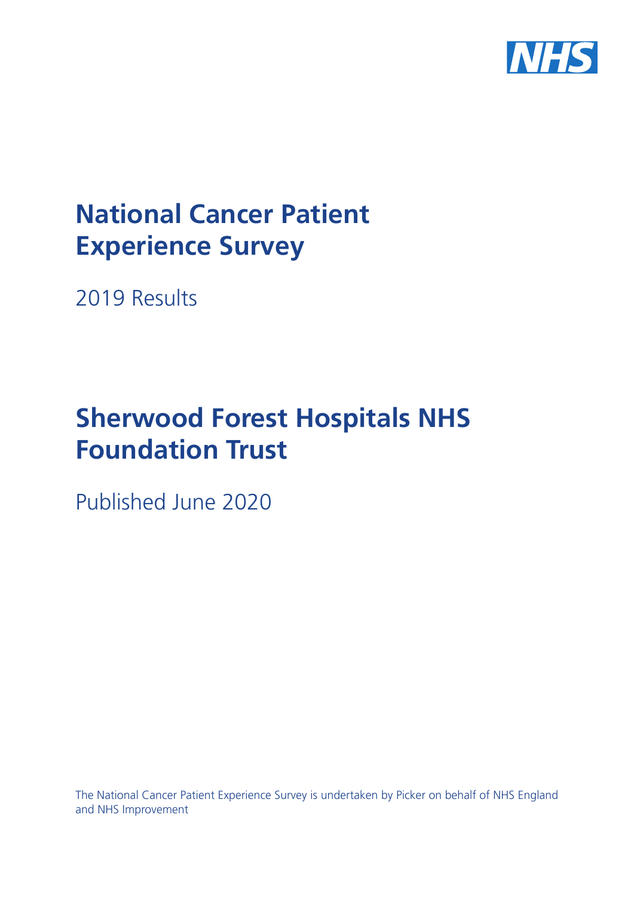# National Cancer Patient Experience Survey

2019 Results

# Sherwood Forest Hospitals NHS Foundation Trust

Published June 2020

The National Cancer Patient Experience Survey is undertaken by Picker on behalf of NHS England and NHS Improvement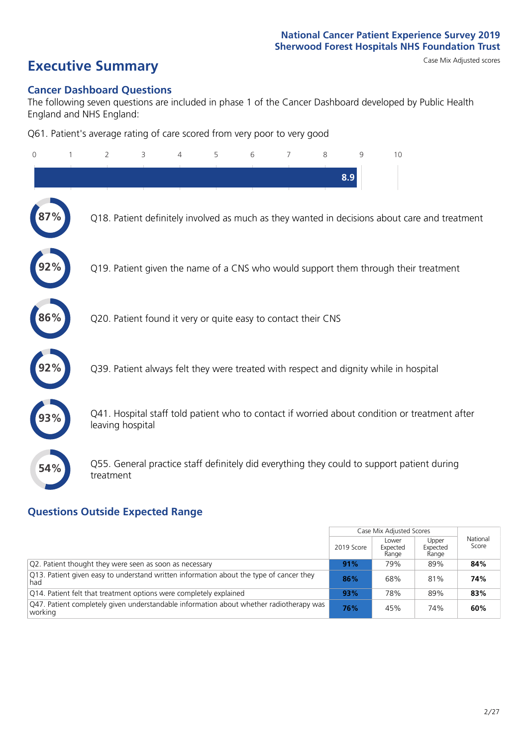National Cancer Patient Experience Survey 2019
Sherwood Forest Hospitals NHS Foundation Trust

# Executive Summary

Case Mix Adjusted scores

## Cancer Dashboard Questions

The following seven questions are included in phase 1 of the Cancer Dashboard developed by Public Health England and NHS England:

Q61. Patient's average rating of care scored from very poor to very good

**8.9**

- **87%** Q18. Patient definitely involved as much as they wanted in decisions about care and treatment
- **92%** Q19. Patient given the name of a CNS who would support them through their treatment
- **86%** Q20. Patient found it very or quite easy to contact their CNS
- **92%** Q39. Patient always felt they were treated with respect and dignity while in hospital
- **93%** Q41. Hospital staff told patient who to contact if worried about condition or treatment after leaving hospital
- **54%** Q55. General practice staff definitely did everything they could to support patient during treatment

## Questions Outside Expected Range

| | Case Mix Adjusted Scores | | | National Score |
|---|---|---|---|---|
| | 2019 Score | Lower Expected Range | Upper Expected Range | |
| Q2. Patient thought they were seen as soon as necessary | **91%** | 79% | 89% | **84%** |
| Q13. Patient given easy to understand written information about the type of cancer they had | **86%** | 68% | 81% | **74%** |
| Q14. Patient felt that treatment options were completely explained | **93%** | 78% | 89% | **83%** |
| Q47. Patient completely given understandable information about whether radiotherapy was working | **76%** | 45% | 74% | **60%** |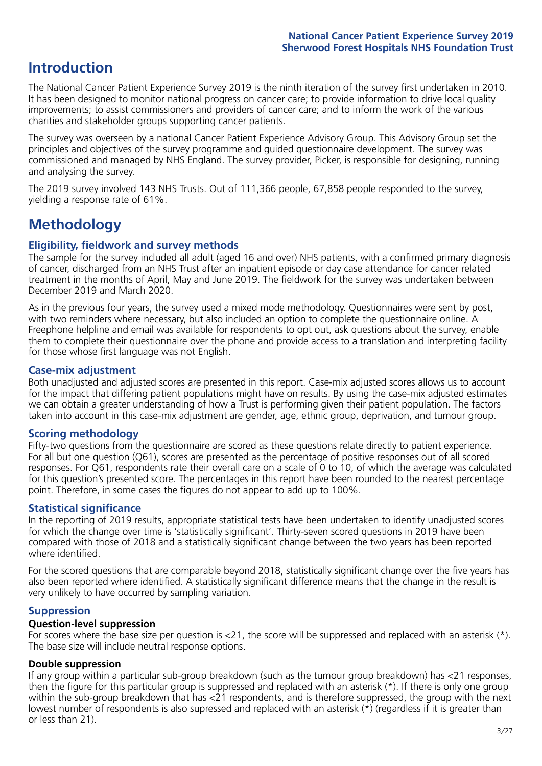# Introduction

The National Cancer Patient Experience Survey 2019 is the ninth iteration of the survey first undertaken in 2010. It has been designed to monitor national progress on cancer care; to provide information to drive local quality improvements; to assist commissioners and providers of cancer care; and to inform the work of the various charities and stakeholder groups supporting cancer patients.

The survey was overseen by a national Cancer Patient Experience Advisory Group. This Advisory Group set the principles and objectives of the survey programme and guided questionnaire development. The survey was commissioned and managed by NHS England. The survey provider, Picker, is responsible for designing, running and analysing the survey.

The 2019 survey involved 143 NHS Trusts. Out of 111,366 people, 67,858 people responded to the survey, yielding a response rate of 61%.

# Methodology

## Eligibility, fieldwork and survey methods

The sample for the survey included all adult (aged 16 and over) NHS patients, with a confirmed primary diagnosis of cancer, discharged from an NHS Trust after an inpatient episode or day case attendance for cancer related treatment in the months of April, May and June 2019. The fieldwork for the survey was undertaken between December 2019 and March 2020.

As in the previous four years, the survey used a mixed mode methodology. Questionnaires were sent by post, with two reminders where necessary, but also included an option to complete the questionnaire online. A Freephone helpline and email was available for respondents to opt out, ask questions about the survey, enable them to complete their questionnaire over the phone and provide access to a translation and interpreting facility for those whose first language was not English.

## Case-mix adjustment

Both unadjusted and adjusted scores are presented in this report. Case-mix adjusted scores allows us to account for the impact that differing patient populations might have on results. By using the case-mix adjusted estimates we can obtain a greater understanding of how a Trust is performing given their patient population. The factors taken into account in this case-mix adjustment are gender, age, ethnic group, deprivation, and tumour group.

## Scoring methodology

Fifty-two questions from the questionnaire are scored as these questions relate directly to patient experience. For all but one question (Q61), scores are presented as the percentage of positive responses out of all scored responses. For Q61, respondents rate their overall care on a scale of 0 to 10, of which the average was calculated for this question's presented score. The percentages in this report have been rounded to the nearest percentage point. Therefore, in some cases the figures do not appear to add up to 100%.

## Statistical significance

In the reporting of 2019 results, appropriate statistical tests have been undertaken to identify unadjusted scores for which the change over time is 'statistically significant'. Thirty-seven scored questions in 2019 have been compared with those of 2018 and a statistically significant change between the two years has been reported where identified.

For the scored questions that are comparable beyond 2018, statistically significant change over the five years has also been reported where identified. A statistically significant difference means that the change in the result is very unlikely to have occurred by sampling variation.

## Suppression

### Question-level suppression

For scores where the base size per question is <21, the score will be suppressed and replaced with an asterisk (*). The base size will include neutral response options.

### Double suppression

If any group within a particular sub-group breakdown (such as the tumour group breakdown) has <21 responses, then the figure for this particular group is suppressed and replaced with an asterisk (*). If there is only one group within the sub-group breakdown that has <21 respondents, and is therefore suppressed, the group with the next lowest number of respondents is also supressed and replaced with an asterisk (*) (regardless if it is greater than or less than 21).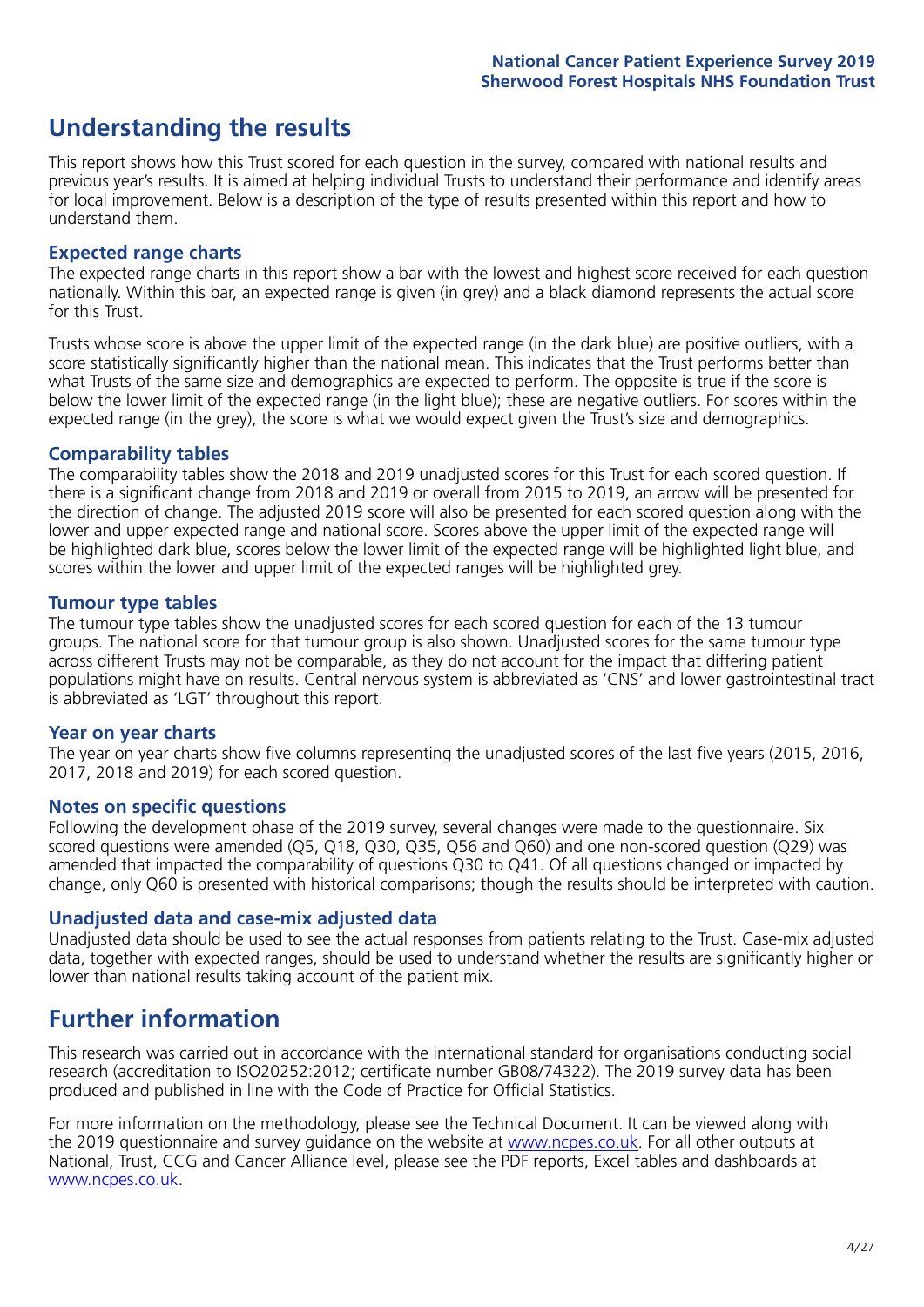## Understanding the results

This report shows how this Trust scored for each question in the survey, compared with national results and previous year's results. It is aimed at helping individual Trusts to understand their performance and identify areas for local improvement. Below is a description of the type of results presented within this report and how to understand them.

### Expected range charts

The expected range charts in this report show a bar with the lowest and highest score received for each question nationally. Within this bar, an expected range is given (in grey) and a black diamond represents the actual score for this Trust.

Trusts whose score is above the upper limit of the expected range (in the dark blue) are positive outliers, with a score statistically significantly higher than the national mean. This indicates that the Trust performs better than what Trusts of the same size and demographics are expected to perform. The opposite is true if the score is below the lower limit of the expected range (in the light blue); these are negative outliers. For scores within the expected range (in the grey), the score is what we would expect given the Trust's size and demographics.

### Comparability tables

The comparability tables show the 2018 and 2019 unadjusted scores for this Trust for each scored question. If there is a significant change from 2018 and 2019 or overall from 2015 to 2019, an arrow will be presented for the direction of change. The adjusted 2019 score will also be presented for each scored question along with the lower and upper expected range and national score. Scores above the upper limit of the expected range will be highlighted dark blue, scores below the lower limit of the expected range will be highlighted light blue, and scores within the lower and upper limit of the expected ranges will be highlighted grey.

### Tumour type tables

The tumour type tables show the unadjusted scores for each scored question for each of the 13 tumour groups. The national score for that tumour group is also shown. Unadjusted scores for the same tumour type across different Trusts may not be comparable, as they do not account for the impact that differing patient populations might have on results. Central nervous system is abbreviated as 'CNS' and lower gastrointestinal tract is abbreviated as 'LGT' throughout this report.

### Year on year charts

The year on year charts show five columns representing the unadjusted scores of the last five years (2015, 2016, 2017, 2018 and 2019) for each scored question.

### Notes on specific questions

Following the development phase of the 2019 survey, several changes were made to the questionnaire. Six scored questions were amended (Q5, Q18, Q30, Q35, Q56 and Q60) and one non-scored question (Q29) was amended that impacted the comparability of questions Q30 to Q41. Of all questions changed or impacted by change, only Q60 is presented with historical comparisons; though the results should be interpreted with caution.

### Unadjusted data and case-mix adjusted data

Unadjusted data should be used to see the actual responses from patients relating to the Trust. Case-mix adjusted data, together with expected ranges, should be used to understand whether the results are significantly higher or lower than national results taking account of the patient mix.

## Further information

This research was carried out in accordance with the international standard for organisations conducting social research (accreditation to ISO20252:2012; certificate number GB08/74322). The 2019 survey data has been produced and published in line with the Code of Practice for Official Statistics.

For more information on the methodology, please see the Technical Document. It can be viewed along with the 2019 questionnaire and survey guidance on the website at www.ncpes.co.uk. For all other outputs at National, Trust, CCG and Cancer Alliance level, please see the PDF reports, Excel tables and dashboards at www.ncpes.co.uk.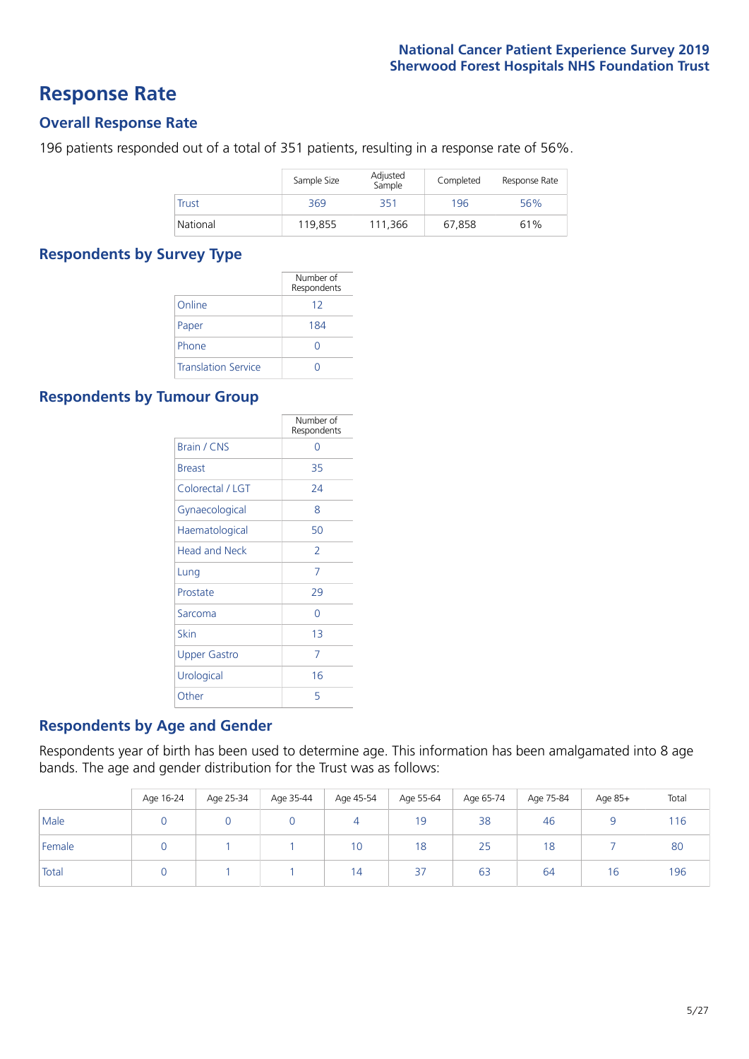## Response Rate

### Overall Response Rate

196 patients responded out of a total of 351 patients, resulting in a response rate of 56%.

| | Sample Size | Adjusted Sample | Completed | Response Rate |
|---|---|---|---|---|
| Trust | 369 | 351 | 196 | 56% |
| National | 119,855 | 111,366 | 67,858 | 61% |

### Respondents by Survey Type

| | Number of Respondents |
|---|---|
| Online | 12 |
| Paper | 184 |
| Phone | 0 |
| Translation Service | 0 |

### Respondents by Tumour Group

| | Number of Respondents |
|---|---|
| Brain / CNS | 0 |
| Breast | 35 |
| Colorectal / LGT | 24 |
| Gynaecological | 8 |
| Haematological | 50 |
| Head and Neck | 2 |
| Lung | 7 |
| Prostate | 29 |
| Sarcoma | 0 |
| Skin | 13 |
| Upper Gastro | 7 |
| Urological | 16 |
| Other | 5 |

### Respondents by Age and Gender

Respondents year of birth has been used to determine age. This information has been amalgamated into 8 age bands. The age and gender distribution for the Trust was as follows:

| | Age 16-24 | Age 25-34 | Age 35-44 | Age 45-54 | Age 55-64 | Age 65-74 | Age 75-84 | Age 85+ | Total |
|---|---|---|---|---|---|---|---|---|---|
| Male | 0 | 0 | 0 | 4 | 19 | 38 | 46 | 9 | 116 |
| Female | 0 | 1 | 1 | 10 | 18 | 25 | 18 | 7 | 80 |
| Total | 0 | 1 | 1 | 14 | 37 | 63 | 64 | 16 | 196 |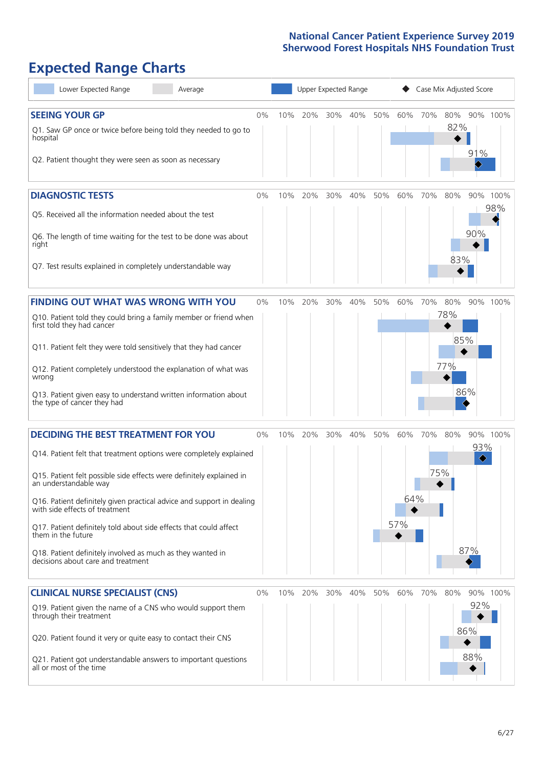# Expected Range Charts

Lower Expected Range | Average | Upper Expected Range | Case Mix Adjusted Score

## SEEING YOUR GP

| Question | Score |
|---|---|
| Q1. Saw GP once or twice before being told they needed to go to hospital | 82% |
| Q2. Patient thought they were seen as soon as necessary | 91% |

## DIAGNOSTIC TESTS

| Question | Score |
|---|---|
| Q5. Received all the information needed about the test | 98% |
| Q6. The length of time waiting for the test to be done was about right | 90% |
| Q7. Test results explained in completely understandable way | 83% |

## FINDING OUT WHAT WAS WRONG WITH YOU

| Question | Score |
|---|---|
| Q10. Patient told they could bring a family member or friend when first told they had cancer | 78% |
| Q11. Patient felt they were told sensitively that they had cancer | 85% |
| Q12. Patient completely understood the explanation of what was wrong | 77% |
| Q13. Patient given easy to understand written information about the type of cancer they had | 86% |

## DECIDING THE BEST TREATMENT FOR YOU

| Question | Score |
|---|---|
| Q14. Patient felt that treatment options were completely explained | 93% |
| Q15. Patient felt possible side effects were definitely explained in an understandable way | 75% |
| Q16. Patient definitely given practical advice and support in dealing with side effects of treatment | 64% |
| Q17. Patient definitely told about side effects that could affect them in the future | 57% |
| Q18. Patient definitely involved as much as they wanted in decisions about care and treatment | 87% |

## CLINICAL NURSE SPECIALIST (CNS)

| Question | Score |
|---|---|
| Q19. Patient given the name of a CNS who would support them through their treatment | 92% |
| Q20. Patient found it very or quite easy to contact their CNS | 86% |
| Q21. Patient got understandable answers to important questions all or most of the time | 88% |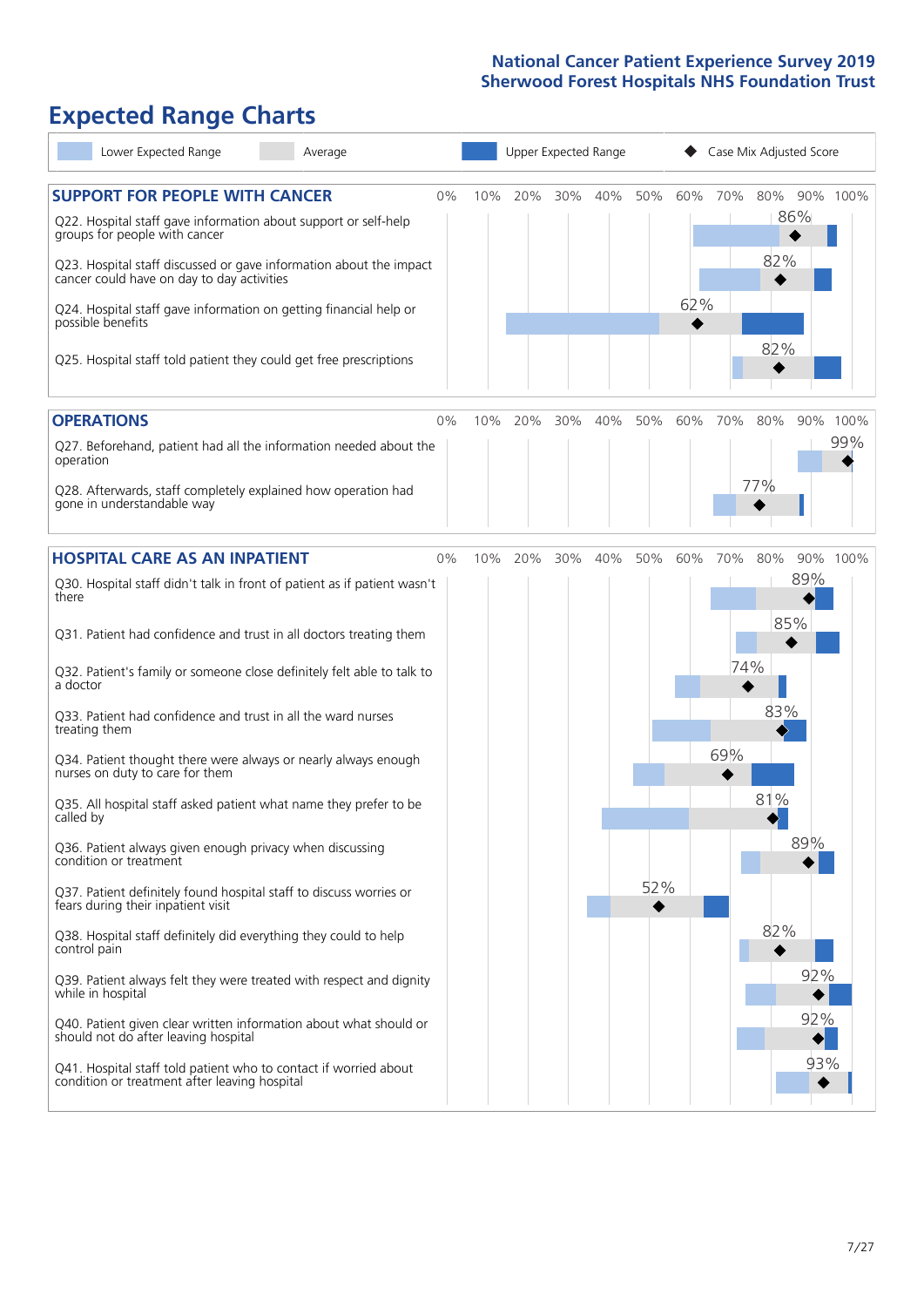# Expected Range Charts

Lower Expected Range | Average | Upper Expected Range | ◆ Case Mix Adjusted Score

## SUPPORT FOR PEOPLE WITH CANCER

| Question | Case Mix Adjusted Score |
|---|---|
| Q22. Hospital staff gave information about support or self-help groups for people with cancer | 86% |
| Q23. Hospital staff discussed or gave information about the impact cancer could have on day to day activities | 82% |
| Q24. Hospital staff gave information on getting financial help or possible benefits | 62% |
| Q25. Hospital staff told patient they could get free prescriptions | 82% |

## OPERATIONS

| Question | Case Mix Adjusted Score |
|---|---|
| Q27. Beforehand, patient had all the information needed about the operation | 99% |
| Q28. Afterwards, staff completely explained how operation had gone in understandable way | 77% |

## HOSPITAL CARE AS AN INPATIENT

| Question | Case Mix Adjusted Score |
|---|---|
| Q30. Hospital staff didn't talk in front of patient as if patient wasn't there | 89% |
| Q31. Patient had confidence and trust in all doctors treating them | 85% |
| Q32. Patient's family or someone close definitely felt able to talk to a doctor | 74% |
| Q33. Patient had confidence and trust in all the ward nurses treating them | 83% |
| Q34. Patient thought there were always or nearly always enough nurses on duty to care for them | 69% |
| Q35. All hospital staff asked patient what name they prefer to be called by | 81% |
| Q36. Patient always given enough privacy when discussing condition or treatment | 89% |
| Q37. Patient definitely found hospital staff to discuss worries or fears during their inpatient visit | 52% |
| Q38. Hospital staff definitely did everything they could to help control pain | 82% |
| Q39. Patient always felt they were treated with respect and dignity while in hospital | 92% |
| Q40. Patient given clear written information about what should or should not do after leaving hospital | 92% |
| Q41. Hospital staff told patient who to contact if worried about condition or treatment after leaving hospital | 93% |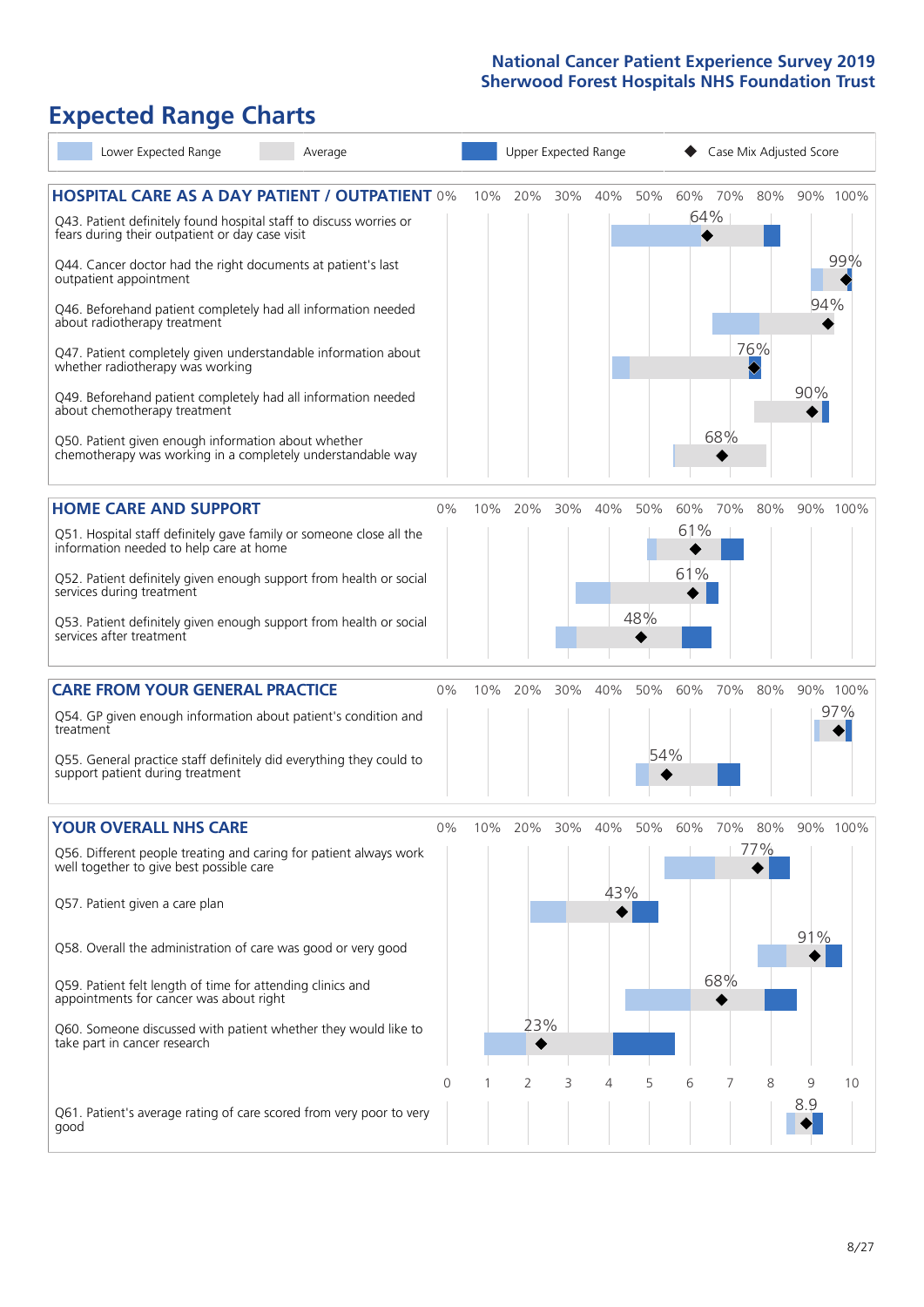# Expected Range Charts

Lower Expected Range | Average | Upper Expected Range | Case Mix Adjusted Score

## HOSPITAL CARE AS A DAY PATIENT / OUTPATIENT

| Question | Case Mix Adjusted Score |
| --- | --- |
| Q43. Patient definitely found hospital staff to discuss worries or fears during their outpatient or day case visit | 64% |
| Q44. Cancer doctor had the right documents at patient's last outpatient appointment | 99% |
| Q46. Beforehand patient completely had all information needed about radiotherapy treatment | 94% |
| Q47. Patient completely given understandable information about whether radiotherapy was working | 76% |
| Q49. Beforehand patient completely had all information needed about chemotherapy treatment | 90% |
| Q50. Patient given enough information about whether chemotherapy was working in a completely understandable way | 68% |

## HOME CARE AND SUPPORT

| Question | Case Mix Adjusted Score |
| --- | --- |
| Q51. Hospital staff definitely gave family or someone close all the information needed to help care at home | 61% |
| Q52. Patient definitely given enough support from health or social services during treatment | 61% |
| Q53. Patient definitely given enough support from health or social services after treatment | 48% |

## CARE FROM YOUR GENERAL PRACTICE

| Question | Case Mix Adjusted Score |
| --- | --- |
| Q54. GP given enough information about patient's condition and treatment | 97% |
| Q55. General practice staff definitely did everything they could to support patient during treatment | 54% |

## YOUR OVERALL NHS CARE

| Question | Case Mix Adjusted Score |
| --- | --- |
| Q56. Different people treating and caring for patient always work well together to give best possible care | 77% |
| Q57. Patient given a care plan | 43% |
| Q58. Overall the administration of care was good or very good | 91% |
| Q59. Patient felt length of time for attending clinics and appointments for cancer was about right | 68% |
| Q60. Someone discussed with patient whether they would like to take part in cancer research | 23% |
| Q61. Patient's average rating of care scored from very poor to very good | 8.9 |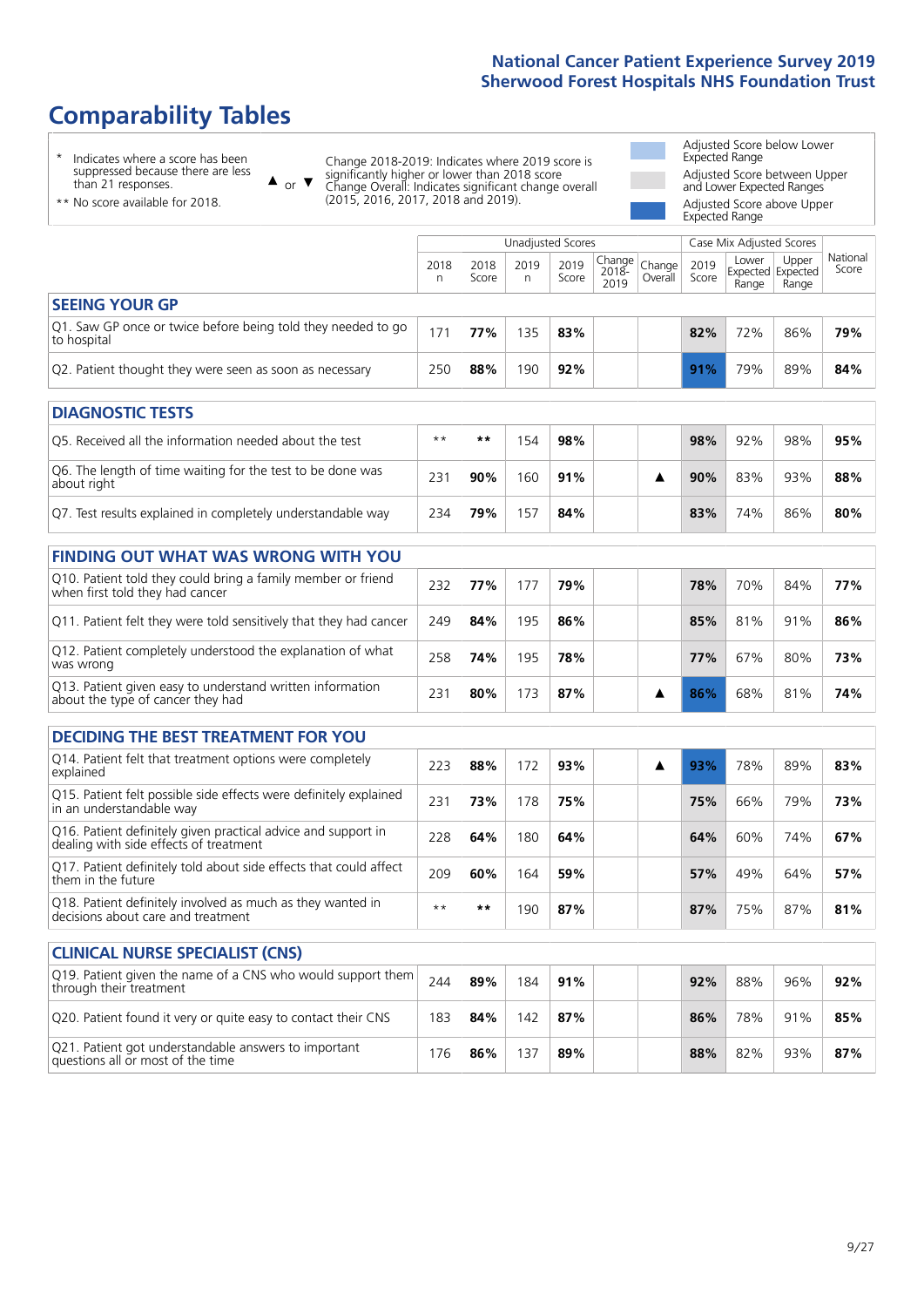# Comparability Tables

\* Indicates where a score has been suppressed because there are less than 21 responses.

** No score available for 2018.

▲ or ▼ Change 2018-2019: Indicates where 2019 score is significantly higher or lower than 2018 score. Change Overall: Indicates significant change overall (2015, 2016, 2017, 2018 and 2019).

Adjusted Score below Lower Expected Range

Adjusted Score between Upper and Lower Expected Ranges

Adjusted Score above Upper Expected Range

| | Unadjusted Scores | | | | | | Case Mix Adjusted Scores | | | |
|---|---|---|---|---|---|---|---|---|---|---|
| | 2018 n | 2018 Score | 2019 n | 2019 Score | Change 2018-2019 | Change Overall | 2019 Score | Lower Expected Range | Upper Expected Range | National Score |
| **SEEING YOUR GP** | | | | | | | | | | |
| Q1. Saw GP once or twice before being told they needed to go to hospital | 171 | **77%** | 135 | **83%** | | | **82%** | 72% | 86% | **79%** |
| Q2. Patient thought they were seen as soon as necessary | 250 | **88%** | 190 | **92%** | | | **91%** | 79% | 89% | **84%** |
| **DIAGNOSTIC TESTS** | | | | | | | | | | |
| Q5. Received all the information needed about the test | ** | ** | 154 | **98%** | | | **98%** | 92% | 98% | **95%** |
| Q6. The length of time waiting for the test to be done was about right | 231 | **90%** | 160 | **91%** | | ▲ | **90%** | 83% | 93% | **88%** |
| Q7. Test results explained in completely understandable way | 234 | **79%** | 157 | **84%** | | | **83%** | 74% | 86% | **80%** |
| **FINDING OUT WHAT WAS WRONG WITH YOU** | | | | | | | | | | |
| Q10. Patient told they could bring a family member or friend when first told they had cancer | 232 | **77%** | 177 | **79%** | | | **78%** | 70% | 84% | **77%** |
| Q11. Patient felt they were told sensitively that they had cancer | 249 | **84%** | 195 | **86%** | | | **85%** | 81% | 91% | **86%** |
| Q12. Patient completely understood the explanation of what was wrong | 258 | **74%** | 195 | **78%** | | | **77%** | 67% | 80% | **73%** |
| Q13. Patient given easy to understand written information about the type of cancer they had | 231 | **80%** | 173 | **87%** | | ▲ | **86%** | 68% | 81% | **74%** |
| **DECIDING THE BEST TREATMENT FOR YOU** | | | | | | | | | | |
| Q14. Patient felt that treatment options were completely explained | 223 | **88%** | 172 | **93%** | | ▲ | **93%** | 78% | 89% | **83%** |
| Q15. Patient felt possible side effects were definitely explained in an understandable way | 231 | **73%** | 178 | **75%** | | | **75%** | 66% | 79% | **73%** |
| Q16. Patient definitely given practical advice and support in dealing with side effects of treatment | 228 | **64%** | 180 | **64%** | | | **64%** | 60% | 74% | **67%** |
| Q17. Patient definitely told about side effects that could affect them in the future | 209 | **60%** | 164 | **59%** | | | **57%** | 49% | 64% | **57%** |
| Q18. Patient definitely involved as much as they wanted in decisions about care and treatment | ** | ** | 190 | **87%** | | | **87%** | 75% | 87% | **81%** |
| **CLINICAL NURSE SPECIALIST (CNS)** | | | | | | | | | | |
| Q19. Patient given the name of a CNS who would support them through their treatment | 244 | **89%** | 184 | **91%** | | | **92%** | 88% | 96% | **92%** |
| Q20. Patient found it very or quite easy to contact their CNS | 183 | **84%** | 142 | **87%** | | | **86%** | 78% | 91% | **85%** |
| Q21. Patient got understandable answers to important questions all or most of the time | 176 | **86%** | 137 | **89%** | | | **88%** | 82% | 93% | **87%** |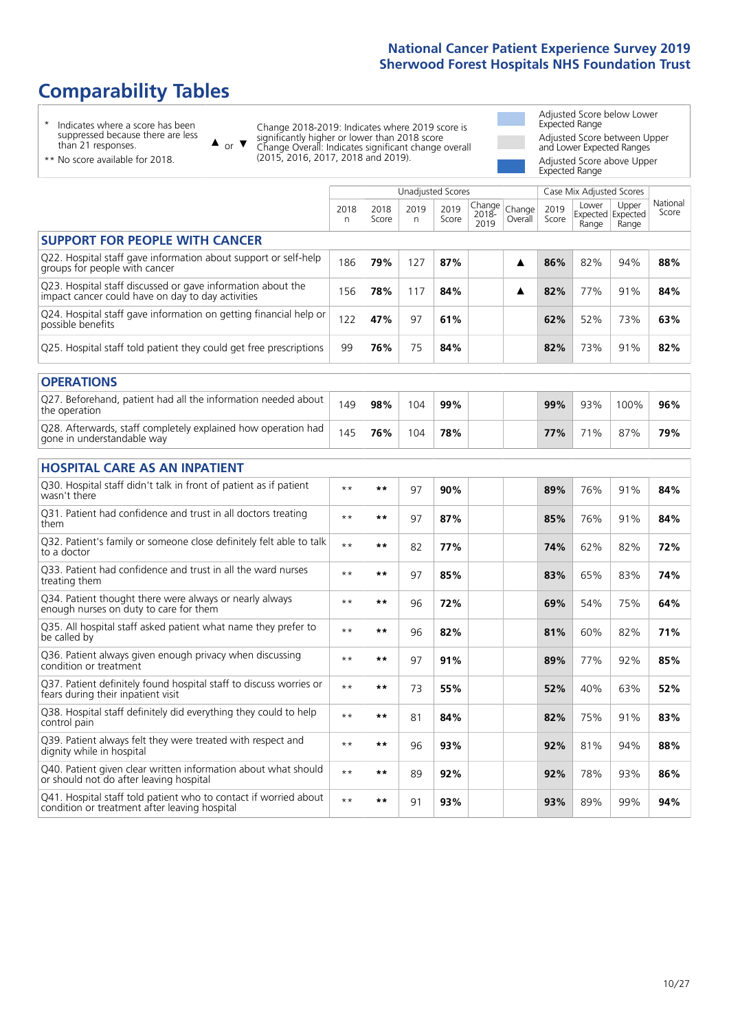## Comparability Tables

\* Indicates where a score has been suppressed because there are less than 21 responses.

** No score available for 2018.

▲ or ▼ Change 2018-2019: Indicates where 2019 score is significantly higher or lower than 2018 score. Change Overall: Indicates significant change overall (2015, 2016, 2017, 2018 and 2019).

Adjusted Score below Lower Expected Range

Adjusted Score between Upper and Lower Expected Ranges

Adjusted Score above Upper Expected Range

| | Unadjusted Scores | | | | | | Case Mix Adjusted Scores | | | |
|---|---|---|---|---|---|---|---|---|---|---|
| | 2018 n | 2018 Score | 2019 n | 2019 Score | Change 2018-2019 | Change Overall | 2019 Score | Lower Expected Range | Upper Expected Range | National Score |
| **SUPPORT FOR PEOPLE WITH CANCER** | | | | | | | | | | |
| Q22. Hospital staff gave information about support or self-help groups for people with cancer | 186 | **79%** | 127 | **87%** | | ▲ | **86%** | 82% | 94% | **88%** |
| Q23. Hospital staff discussed or gave information about the impact cancer could have on day to day activities | 156 | **78%** | 117 | **84%** | | ▲ | **82%** | 77% | 91% | **84%** |
| Q24. Hospital staff gave information on getting financial help or possible benefits | 122 | **47%** | 97 | **61%** | | | **62%** | 52% | 73% | **63%** |
| Q25. Hospital staff told patient they could get free prescriptions | 99 | **76%** | 75 | **84%** | | | **82%** | 73% | 91% | **82%** |
| **OPERATIONS** | | | | | | | | | | |
| Q27. Beforehand, patient had all the information needed about the operation | 149 | **98%** | 104 | **99%** | | | **99%** | 93% | 100% | **96%** |
| Q28. Afterwards, staff completely explained how operation had gone in understandable way | 145 | **76%** | 104 | **78%** | | | **77%** | 71% | 87% | **79%** |
| **HOSPITAL CARE AS AN INPATIENT** | | | | | | | | | | |
| Q30. Hospital staff didn't talk in front of patient as if patient wasn't there | ** | ** | 97 | **90%** | | | **89%** | 76% | 91% | **84%** |
| Q31. Patient had confidence and trust in all doctors treating them | ** | ** | 97 | **87%** | | | **85%** | 76% | 91% | **84%** |
| Q32. Patient's family or someone close definitely felt able to talk to a doctor | ** | ** | 82 | **77%** | | | **74%** | 62% | 82% | **72%** |
| Q33. Patient had confidence and trust in all the ward nurses treating them | ** | ** | 97 | **85%** | | | **83%** | 65% | 83% | **74%** |
| Q34. Patient thought there were always or nearly always enough nurses on duty to care for them | ** | ** | 96 | **72%** | | | **69%** | 54% | 75% | **64%** |
| Q35. All hospital staff asked patient what name they prefer to be called by | ** | ** | 96 | **82%** | | | **81%** | 60% | 82% | **71%** |
| Q36. Patient always given enough privacy when discussing condition or treatment | ** | ** | 97 | **91%** | | | **89%** | 77% | 92% | **85%** |
| Q37. Patient definitely found hospital staff to discuss worries or fears during their inpatient visit | ** | ** | 73 | **55%** | | | **52%** | 40% | 63% | **52%** |
| Q38. Hospital staff definitely did everything they could to help control pain | ** | ** | 81 | **84%** | | | **82%** | 75% | 91% | **83%** |
| Q39. Patient always felt they were treated with respect and dignity while in hospital | ** | ** | 96 | **93%** | | | **92%** | 81% | 94% | **88%** |
| Q40. Patient given clear written information about what should or should not do after leaving hospital | ** | ** | 89 | **92%** | | | **92%** | 78% | 93% | **86%** |
| Q41. Hospital staff told patient who to contact if worried about condition or treatment after leaving hospital | ** | ** | 91 | **93%** | | | **93%** | 89% | 99% | **94%** |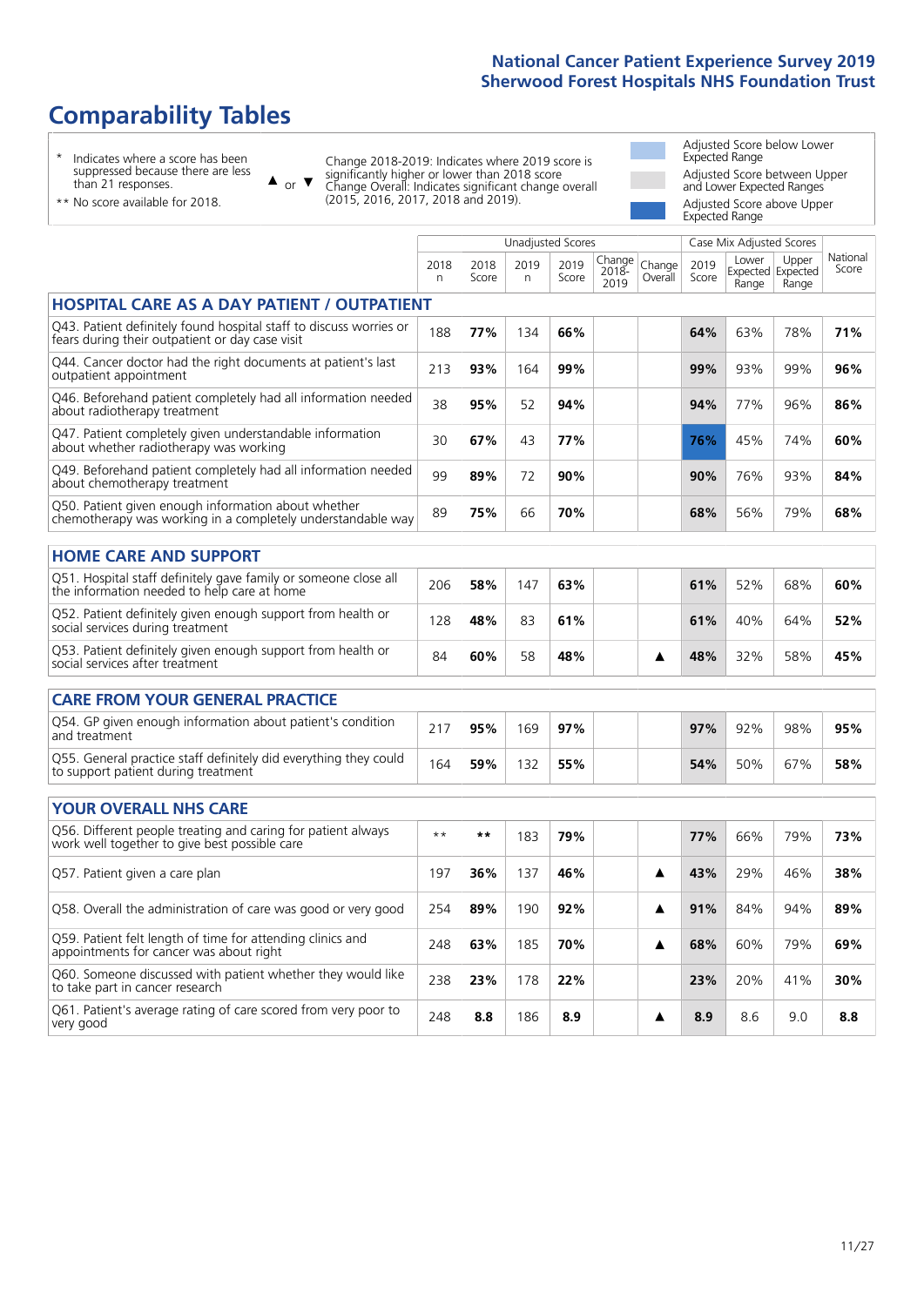# Comparability Tables

\* Indicates where a score has been suppressed because there are less than 21 responses.

\*\* No score available for 2018.

▲ or ▼ Change 2018-2019: Indicates where 2019 score is significantly higher or lower than 2018 score. Change Overall: Indicates significant change overall (2015, 2016, 2017, 2018 and 2019).

Adjusted Score below Lower Expected Range

Adjusted Score between Upper and Lower Expected Ranges

Adjusted Score above Upper Expected Range

| | Unadjusted Scores | | | | | | Case Mix Adjusted Scores | | | |
|---|---|---|---|---|---|---|---|---|---|---|
| | 2018 n | 2018 Score | 2019 n | 2019 Score | Change 2018-2019 | Change Overall | 2019 Score | Lower Expected Range | Upper Expected Range | National Score |
| **HOSPITAL CARE AS A DAY PATIENT / OUTPATIENT** | | | | | | | | | | |
| Q43. Patient definitely found hospital staff to discuss worries or fears during their outpatient or day case visit | 188 | **77%** | 134 | **66%** | | | **64%** | 63% | 78% | **71%** |
| Q44. Cancer doctor had the right documents at patient's last outpatient appointment | 213 | **93%** | 164 | **99%** | | | **99%** | 93% | 99% | **96%** |
| Q46. Beforehand patient completely had all information needed about radiotherapy treatment | 38 | **95%** | 52 | **94%** | | | **94%** | 77% | 96% | **86%** |
| Q47. Patient completely given understandable information about whether radiotherapy was working | 30 | **67%** | 43 | **77%** | | | **76%** | 45% | 74% | **60%** |
| Q49. Beforehand patient completely had all information needed about chemotherapy treatment | 99 | **89%** | 72 | **90%** | | | **90%** | 76% | 93% | **84%** |
| Q50. Patient given enough information about whether chemotherapy was working in a completely understandable way | 89 | **75%** | 66 | **70%** | | | **68%** | 56% | 79% | **68%** |
| **HOME CARE AND SUPPORT** | | | | | | | | | | |
| Q51. Hospital staff definitely gave family or someone close all the information needed to help care at home | 206 | **58%** | 147 | **63%** | | | **61%** | 52% | 68% | **60%** |
| Q52. Patient definitely given enough support from health or social services during treatment | 128 | **48%** | 83 | **61%** | | | **61%** | 40% | 64% | **52%** |
| Q53. Patient definitely given enough support from health or social services after treatment | 84 | **60%** | 58 | **48%** | | ▲ | **48%** | 32% | 58% | **45%** |
| **CARE FROM YOUR GENERAL PRACTICE** | | | | | | | | | | |
| Q54. GP given enough information about patient's condition and treatment | 217 | **95%** | 169 | **97%** | | | **97%** | 92% | 98% | **95%** |
| Q55. General practice staff definitely did everything they could to support patient during treatment | 164 | **59%** | 132 | **55%** | | | **54%** | 50% | 67% | **58%** |
| **YOUR OVERALL NHS CARE** | | | | | | | | | | |
| Q56. Different people treating and caring for patient always work well together to give best possible care | ** | ** | 183 | **79%** | | | **77%** | 66% | 79% | **73%** |
| Q57. Patient given a care plan | 197 | **36%** | 137 | **46%** | | ▲ | **43%** | 29% | 46% | **38%** |
| Q58. Overall the administration of care was good or very good | 254 | **89%** | 190 | **92%** | | ▲ | **91%** | 84% | 94% | **89%** |
| Q59. Patient felt length of time for attending clinics and appointments for cancer was about right | 248 | **63%** | 185 | **70%** | | ▲ | **68%** | 60% | 79% | **69%** |
| Q60. Someone discussed with patient whether they would like to take part in cancer research | 238 | **23%** | 178 | **22%** | | | **23%** | 20% | 41% | **30%** |
| Q61. Patient's average rating of care scored from very poor to very good | 248 | **8.8** | 186 | **8.9** | | ▲ | **8.9** | 8.6 | 9.0 | **8.8** |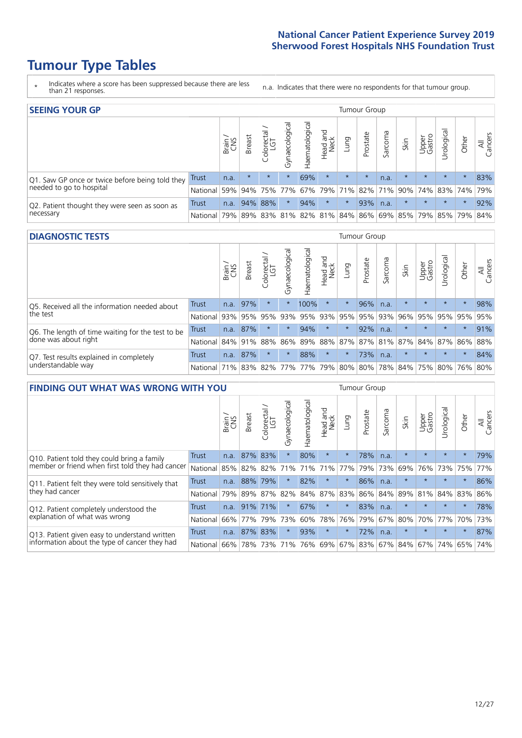# Tumour Type Tables

- \* Indicates where a score has been suppressed because there are less than 21 responses.
- n.a. Indicates that there were no respondents for that tumour group.

## SEEING YOUR GP

| | | Brain / CNS | Breast | Colorectal / LGT | Gynaecological | Haematological | Head and Neck | Lung | Prostate | Sarcoma | Skin | Upper Gastro | Urological | Other | All Cancers |
|---|---|---|---|---|---|---|---|---|---|---|---|---|---|---|---|
| Q1. Saw GP once or twice before being told they needed to go to hospital | Trust | n.a. | * | * | * | 69% | * | * | * | n.a. | * | * | * | * | 83% |
| | National | 59% | 94% | 75% | 77% | 67% | 79% | 71% | 82% | 71% | 90% | 74% | 83% | 74% | 79% |
| Q2. Patient thought they were seen as soon as necessary | Trust | n.a. | 94% | 88% | * | 94% | * | * | 93% | n.a. | * | * | * | * | 92% |
| | National | 79% | 89% | 83% | 81% | 82% | 81% | 84% | 86% | 69% | 85% | 79% | 85% | 79% | 84% |

## DIAGNOSTIC TESTS

| | | Brain / CNS | Breast | Colorectal / LGT | Gynaecological | Haematological | Head and Neck | Lung | Prostate | Sarcoma | Skin | Upper Gastro | Urological | Other | All Cancers |
|---|---|---|---|---|---|---|---|---|---|---|---|---|---|---|---|
| Q5. Received all the information needed about the test | Trust | n.a. | 97% | * | * | 100% | * | * | 96% | n.a. | * | * | * | * | 98% |
| | National | 93% | 95% | 95% | 93% | 95% | 93% | 95% | 95% | 93% | 96% | 95% | 95% | 95% | 95% |
| Q6. The length of time waiting for the test to be done was about right | Trust | n.a. | 87% | * | * | 94% | * | * | 92% | n.a. | * | * | * | * | 91% |
| | National | 84% | 91% | 88% | 86% | 89% | 88% | 87% | 87% | 81% | 87% | 84% | 87% | 86% | 88% |
| Q7. Test results explained in completely understandable way | Trust | n.a. | 87% | * | * | 88% | * | * | 73% | n.a. | * | * | * | * | 84% |
| | National | 71% | 83% | 82% | 77% | 77% | 79% | 80% | 80% | 78% | 84% | 75% | 80% | 76% | 80% |

## FINDING OUT WHAT WAS WRONG WITH YOU

| | | Brain / CNS | Breast | Colorectal / LGT | Gynaecological | Haematological | Head and Neck | Lung | Prostate | Sarcoma | Skin | Upper Gastro | Urological | Other | All Cancers |
|---|---|---|---|---|---|---|---|---|---|---|---|---|---|---|---|
| Q10. Patient told they could bring a family member or friend when first told they had cancer | Trust | n.a. | 87% | 83% | * | 80% | * | * | 78% | n.a. | * | * | * | * | 79% |
| | National | 85% | 82% | 82% | 71% | 71% | 71% | 77% | 79% | 73% | 69% | 76% | 73% | 75% | 77% |
| Q11. Patient felt they were told sensitively that they had cancer | Trust | n.a. | 88% | 79% | * | 82% | * | * | 86% | n.a. | * | * | * | * | 86% |
| | National | 79% | 89% | 87% | 82% | 84% | 87% | 83% | 86% | 84% | 89% | 81% | 84% | 83% | 86% |
| Q12. Patient completely understood the explanation of what was wrong | Trust | n.a. | 91% | 71% | * | 67% | * | * | 83% | n.a. | * | * | * | * | 78% |
| | National | 66% | 77% | 79% | 73% | 60% | 78% | 76% | 79% | 67% | 80% | 70% | 77% | 70% | 73% |
| Q13. Patient given easy to understand written information about the type of cancer they had | Trust | n.a. | 87% | 83% | * | 93% | * | * | 72% | n.a. | * | * | * | * | 87% |
| | National | 66% | 78% | 73% | 71% | 76% | 69% | 67% | 83% | 67% | 84% | 67% | 74% | 65% | 74% |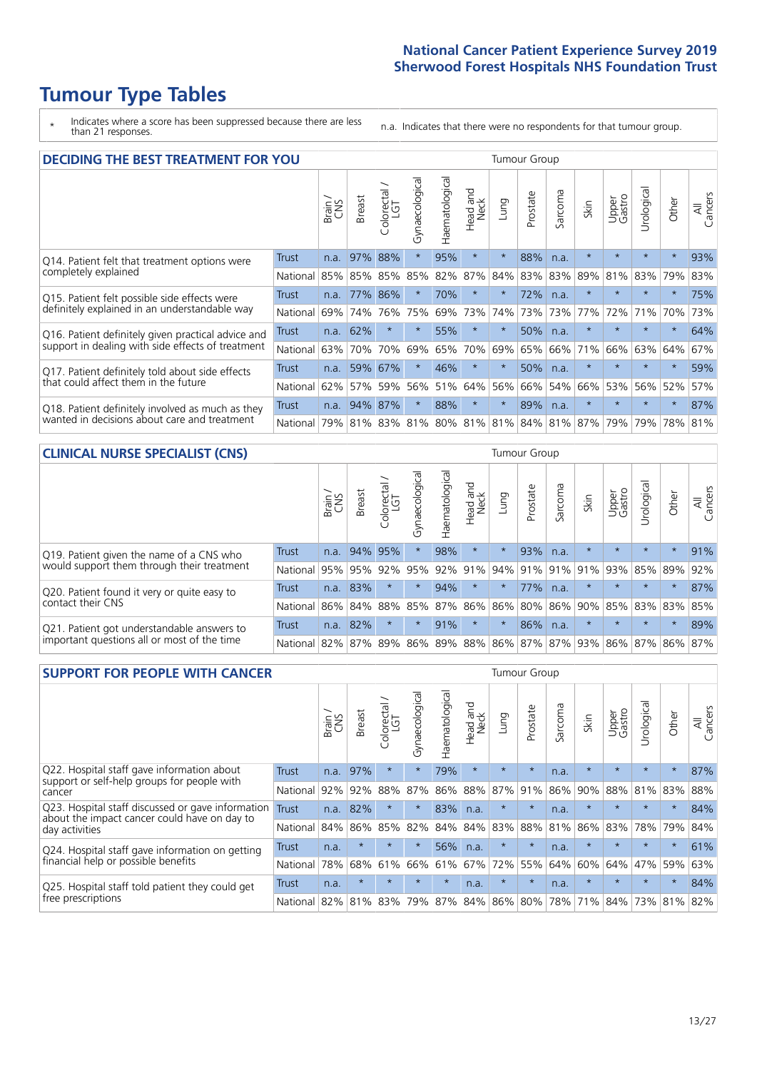# Tumour Type Tables

\* Indicates where a score has been suppressed because there are less than 21 responses.

n.a. Indicates that there were no respondents for that tumour group.

## DECIDING THE BEST TREATMENT FOR YOU

| | | Brain / CNS | Breast | Colorectal / LGT | Gynaecological | Haematological | Head and Neck | Lung | Prostate | Sarcoma | Skin | Upper Gastro | Urological | Other | All Cancers |
|---|---|---|---|---|---|---|---|---|---|---|---|---|---|---|---|
| Q14. Patient felt that treatment options were completely explained | Trust | n.a. | 97% | 88% | * | 95% | * | * | 88% | n.a. | * | * | * | * | 93% |
| | National | 85% | 85% | 85% | 85% | 82% | 87% | 84% | 83% | 83% | 89% | 81% | 83% | 79% | 83% |
| Q15. Patient felt possible side effects were definitely explained in an understandable way | Trust | n.a. | 77% | 86% | * | 70% | * | * | 72% | n.a. | * | * | * | * | 75% |
| | National | 69% | 74% | 76% | 75% | 69% | 73% | 74% | 73% | 73% | 77% | 72% | 71% | 70% | 73% |
| Q16. Patient definitely given practical advice and support in dealing with side effects of treatment | Trust | n.a. | 62% | * | * | 55% | * | * | 50% | n.a. | * | * | * | * | 64% |
| | National | 63% | 70% | 70% | 69% | 65% | 70% | 69% | 65% | 66% | 71% | 66% | 63% | 64% | 67% |
| Q17. Patient definitely told about side effects that could affect them in the future | Trust | n.a. | 59% | 67% | * | 46% | * | * | 50% | n.a. | * | * | * | * | 59% |
| | National | 62% | 57% | 59% | 56% | 51% | 64% | 56% | 66% | 54% | 66% | 53% | 56% | 52% | 57% |
| Q18. Patient definitely involved as much as they wanted in decisions about care and treatment | Trust | n.a. | 94% | 87% | * | 88% | * | * | 89% | n.a. | * | * | * | * | 87% |
| | National | 79% | 81% | 83% | 81% | 80% | 81% | 81% | 84% | 81% | 87% | 79% | 79% | 78% | 81% |

## CLINICAL NURSE SPECIALIST (CNS)

| | | Brain / CNS | Breast | Colorectal / LGT | Gynaecological | Haematological | Head and Neck | Lung | Prostate | Sarcoma | Skin | Upper Gastro | Urological | Other | All Cancers |
|---|---|---|---|---|---|---|---|---|---|---|---|---|---|---|---|
| Q19. Patient given the name of a CNS who would support them through their treatment | Trust | n.a. | 94% | 95% | * | 98% | * | * | 93% | n.a. | * | * | * | * | 91% |
| | National | 95% | 95% | 92% | 95% | 92% | 91% | 94% | 91% | 91% | 91% | 93% | 85% | 89% | 92% |
| Q20. Patient found it very or quite easy to contact their CNS | Trust | n.a. | 83% | * | * | 94% | * | * | 77% | n.a. | * | * | * | * | 87% |
| | National | 86% | 84% | 88% | 85% | 87% | 86% | 86% | 80% | 86% | 90% | 85% | 83% | 83% | 85% |
| Q21. Patient got understandable answers to important questions all or most of the time | Trust | n.a. | 82% | * | * | 91% | * | * | 86% | n.a. | * | * | * | * | 89% |
| | National | 82% | 87% | 89% | 86% | 89% | 88% | 86% | 87% | 87% | 93% | 86% | 87% | 86% | 87% |

## SUPPORT FOR PEOPLE WITH CANCER

| | | Brain / CNS | Breast | Colorectal / LGT | Gynaecological | Haematological | Head and Neck | Lung | Prostate | Sarcoma | Skin | Upper Gastro | Urological | Other | All Cancers |
|---|---|---|---|---|---|---|---|---|---|---|---|---|---|---|---|
| Q22. Hospital staff gave information about support or self-help groups for people with cancer | Trust | n.a. | 97% | * | * | 79% | * | * | * | n.a. | * | * | * | * | 87% |
| | National | 92% | 92% | 88% | 87% | 86% | 88% | 87% | 91% | 86% | 90% | 88% | 81% | 83% | 88% |
| Q23. Hospital staff discussed or gave information about the impact cancer could have on day to day activities | Trust | n.a. | 82% | * | * | 83% | n.a. | * | * | n.a. | * | * | * | * | 84% |
| | National | 84% | 86% | 85% | 82% | 84% | 84% | 83% | 88% | 81% | 86% | 83% | 78% | 79% | 84% |
| Q24. Hospital staff gave information on getting financial help or possible benefits | Trust | n.a. | * | * | * | 56% | n.a. | * | * | n.a. | * | * | * | * | 61% |
| | National | 78% | 68% | 61% | 66% | 61% | 67% | 72% | 55% | 64% | 60% | 64% | 47% | 59% | 63% |
| Q25. Hospital staff told patient they could get free prescriptions | Trust | n.a. | * | * | * | * | n.a. | * | * | n.a. | * | * | * | * | 84% |
| | National | 82% | 81% | 83% | 79% | 87% | 84% | 86% | 80% | 78% | 71% | 84% | 73% | 81% | 82% |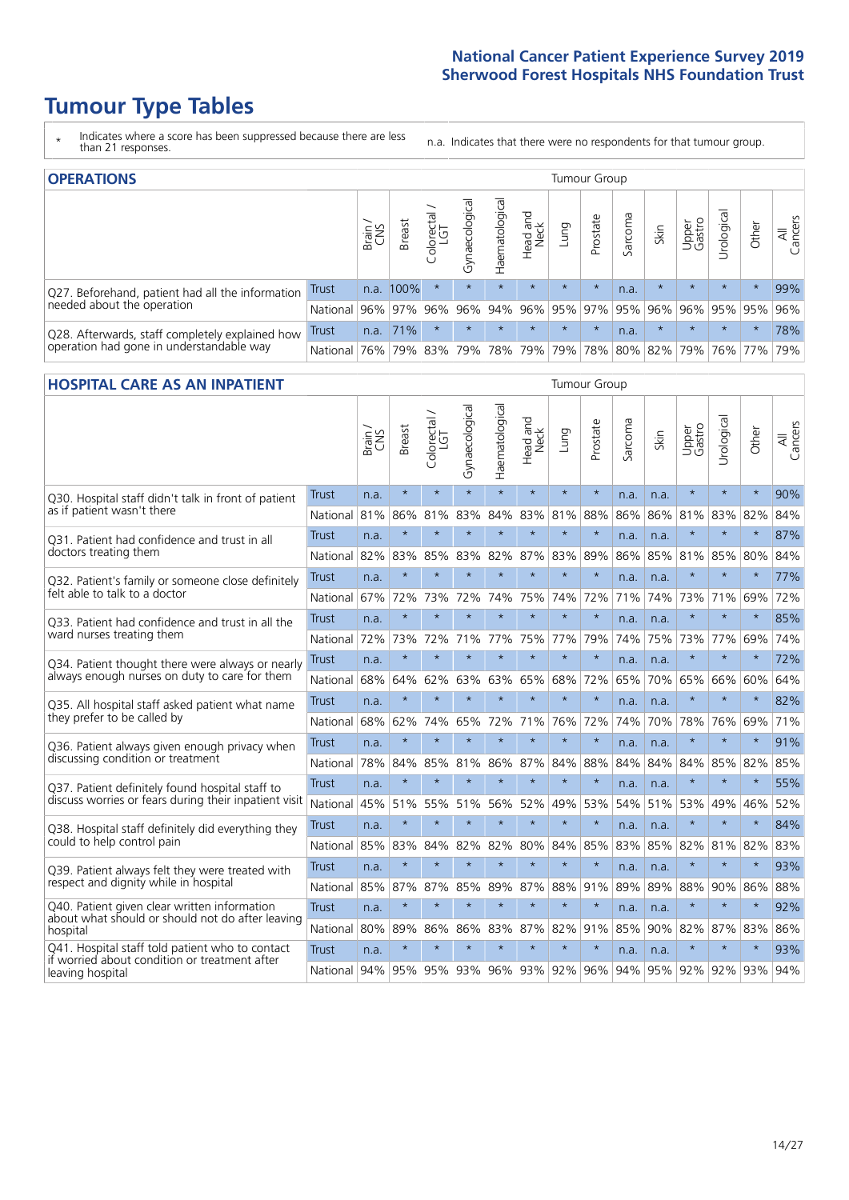# Tumour Type Tables

\* Indicates where a score has been suppressed because there are less than 21 responses.

n.a. Indicates that there were no respondents for that tumour group.

## OPERATIONS

| | | Brain / CNS | Breast | Colorectal / LGT | Gynaecological | Haematological | Head and Neck | Lung | Prostate | Sarcoma | Skin | Upper Gastro | Urological | Other | All Cancers |
|---|---|---|---|---|---|---|---|---|---|---|---|---|---|---|---|
| Q27. Beforehand, patient had all the information needed about the operation | Trust | n.a. | 100% | * | * | * | * | * | * | n.a. | * | * | * | * | 99% |
| | National | 96% | 97% | 96% | 96% | 94% | 96% | 95% | 97% | 95% | 96% | 96% | 95% | 95% | 96% |
| Q28. Afterwards, staff completely explained how operation had gone in understandable way | Trust | n.a. | 71% | * | * | * | * | * | * | n.a. | * | * | * | * | 78% |
| | National | 76% | 79% | 83% | 79% | 78% | 79% | 79% | 78% | 80% | 82% | 79% | 76% | 77% | 79% |

## HOSPITAL CARE AS AN INPATIENT

| | | Brain / CNS | Breast | Colorectal / LGT | Gynaecological | Haematological | Head and Neck | Lung | Prostate | Sarcoma | Skin | Upper Gastro | Urological | Other | All Cancers |
|---|---|---|---|---|---|---|---|---|---|---|---|---|---|---|---|
| Q30. Hospital staff didn't talk in front of patient as if patient wasn't there | Trust | n.a. | * | * | * | * | * | * | * | n.a. | n.a. | * | * | * | 90% |
| | National | 81% | 86% | 81% | 83% | 84% | 83% | 81% | 88% | 86% | 86% | 81% | 83% | 82% | 84% |
| Q31. Patient had confidence and trust in all doctors treating them | Trust | n.a. | * | * | * | * | * | * | * | n.a. | n.a. | * | * | * | 87% |
| | National | 82% | 83% | 85% | 83% | 82% | 87% | 83% | 89% | 86% | 85% | 81% | 85% | 80% | 84% |
| Q32. Patient's family or someone close definitely felt able to talk to a doctor | Trust | n.a. | * | * | * | * | * | * | * | n.a. | n.a. | * | * | * | 77% |
| | National | 67% | 72% | 73% | 72% | 74% | 75% | 74% | 72% | 71% | 74% | 73% | 71% | 69% | 72% |
| Q33. Patient had confidence and trust in all the ward nurses treating them | Trust | n.a. | * | * | * | * | * | * | * | n.a. | n.a. | * | * | * | 85% |
| | National | 72% | 73% | 72% | 71% | 77% | 75% | 77% | 79% | 74% | 75% | 73% | 77% | 69% | 74% |
| Q34. Patient thought there were always or nearly always enough nurses on duty to care for them | Trust | n.a. | * | * | * | * | * | * | * | n.a. | n.a. | * | * | * | 72% |
| | National | 68% | 64% | 62% | 63% | 63% | 65% | 68% | 72% | 65% | 70% | 65% | 66% | 60% | 64% |
| Q35. All hospital staff asked patient what name they prefer to be called by | Trust | n.a. | * | * | * | * | * | * | * | n.a. | n.a. | * | * | * | 82% |
| | National | 68% | 62% | 74% | 65% | 72% | 71% | 76% | 72% | 74% | 70% | 78% | 76% | 69% | 71% |
| Q36. Patient always given enough privacy when discussing condition or treatment | Trust | n.a. | * | * | * | * | * | * | * | n.a. | n.a. | * | * | * | 91% |
| | National | 78% | 84% | 85% | 81% | 86% | 87% | 84% | 88% | 84% | 84% | 84% | 85% | 82% | 85% |
| Q37. Patient definitely found hospital staff to discuss worries or fears during their inpatient visit | Trust | n.a. | * | * | * | * | * | * | * | n.a. | n.a. | * | * | * | 55% |
| | National | 45% | 51% | 55% | 51% | 56% | 52% | 49% | 53% | 54% | 51% | 53% | 49% | 46% | 52% |
| Q38. Hospital staff definitely did everything they could to help control pain | Trust | n.a. | * | * | * | * | * | * | * | n.a. | n.a. | * | * | * | 84% |
| | National | 85% | 83% | 84% | 82% | 82% | 80% | 84% | 85% | 83% | 85% | 82% | 81% | 82% | 83% |
| Q39. Patient always felt they were treated with respect and dignity while in hospital | Trust | n.a. | * | * | * | * | * | * | * | n.a. | n.a. | * | * | * | 93% |
| | National | 85% | 87% | 87% | 85% | 89% | 87% | 88% | 91% | 89% | 89% | 88% | 90% | 86% | 88% |
| Q40. Patient given clear written information about what should or should not do after leaving hospital | Trust | n.a. | * | * | * | * | * | * | * | n.a. | n.a. | * | * | * | 92% |
| | National | 80% | 89% | 86% | 86% | 83% | 87% | 82% | 91% | 85% | 90% | 82% | 87% | 83% | 86% |
| Q41. Hospital staff told patient who to contact if worried about condition or treatment after leaving hospital | Trust | n.a. | * | * | * | * | * | * | * | n.a. | n.a. | * | * | * | 93% |
| | National | 94% | 95% | 95% | 93% | 96% | 93% | 92% | 96% | 94% | 95% | 92% | 92% | 93% | 94% |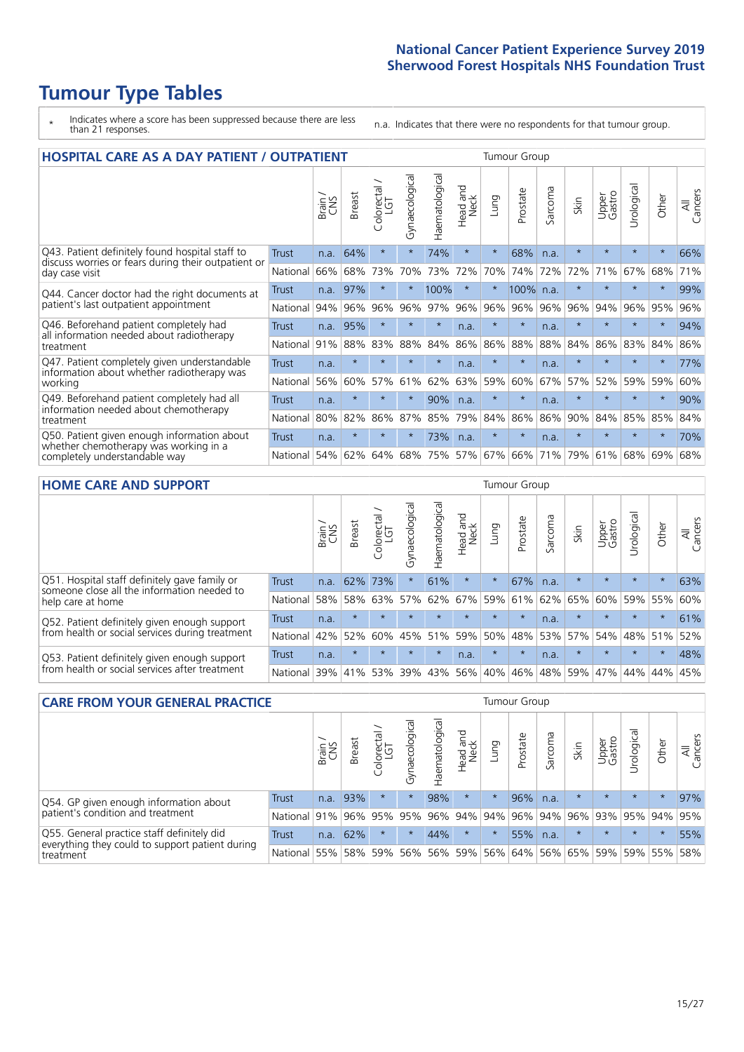# Tumour Type Tables

\* Indicates where a score has been suppressed because there are less than 21 responses.

n.a. Indicates that there were no respondents for that tumour group.

## HOSPITAL CARE AS A DAY PATIENT / OUTPATIENT

| | | Brain / CNS | Breast | Colorectal / LGT | Gynaecological | Haematological | Head and Neck | Lung | Prostate | Sarcoma | Skin | Upper Gastro | Urological | Other | All Cancers |
|---|---|---|---|---|---|---|---|---|---|---|---|---|---|---|---|
| Q43. Patient definitely found hospital staff to discuss worries or fears during their outpatient or day case visit | Trust | n.a. | 64% | * | * | 74% | * | * | 68% | n.a. | * | * | * | * | 66% |
| | National | 66% | 68% | 73% | 70% | 73% | 72% | 70% | 74% | 72% | 72% | 71% | 67% | 68% | 71% |
| Q44. Cancer doctor had the right documents at patient's last outpatient appointment | Trust | n.a. | 97% | * | * | 100% | * | * | 100% | n.a. | * | * | * | * | 99% |
| | National | 94% | 96% | 96% | 96% | 97% | 96% | 96% | 96% | 96% | 96% | 94% | 96% | 95% | 96% |
| Q46. Beforehand patient completely had all information needed about radiotherapy treatment | Trust | n.a. | 95% | * | * | * | n.a. | * | * | n.a. | * | * | * | * | 94% |
| | National | 91% | 88% | 83% | 88% | 84% | 86% | 86% | 88% | 88% | 84% | 86% | 83% | 84% | 86% |
| Q47. Patient completely given understandable information about whether radiotherapy was working | Trust | n.a. | * | * | * | * | n.a. | * | * | n.a. | * | * | * | * | 77% |
| | National | 56% | 60% | 57% | 61% | 62% | 63% | 59% | 60% | 67% | 57% | 52% | 59% | 59% | 60% |
| Q49. Beforehand patient completely had all information needed about chemotherapy treatment | Trust | n.a. | * | * | * | 90% | n.a. | * | * | n.a. | * | * | * | * | 90% |
| | National | 80% | 82% | 86% | 87% | 85% | 79% | 84% | 86% | 86% | 90% | 84% | 85% | 85% | 84% |
| Q50. Patient given enough information about whether chemotherapy was working in a completely understandable way | Trust | n.a. | * | * | * | 73% | n.a. | * | * | n.a. | * | * | * | * | 70% |
| | National | 54% | 62% | 64% | 68% | 75% | 57% | 67% | 66% | 71% | 79% | 61% | 68% | 69% | 68% |

## HOME CARE AND SUPPORT

| | | Brain / CNS | Breast | Colorectal / LGT | Gynaecological | Haematological | Head and Neck | Lung | Prostate | Sarcoma | Skin | Upper Gastro | Urological | Other | All Cancers |
|---|---|---|---|---|---|---|---|---|---|---|---|---|---|---|---|
| Q51. Hospital staff definitely gave family or someone close all the information needed to help care at home | Trust | n.a. | 62% | 73% | * | 61% | * | * | 67% | n.a. | * | * | * | * | 63% |
| | National | 58% | 58% | 63% | 57% | 62% | 67% | 59% | 61% | 62% | 65% | 60% | 59% | 55% | 60% |
| Q52. Patient definitely given enough support from health or social services during treatment | Trust | n.a. | * | * | * | * | * | * | * | n.a. | * | * | * | * | 61% |
| | National | 42% | 52% | 60% | 45% | 51% | 59% | 50% | 48% | 53% | 57% | 54% | 48% | 51% | 52% |
| Q53. Patient definitely given enough support from health or social services after treatment | Trust | n.a. | * | * | * | * | n.a. | * | * | n.a. | * | * | * | * | 48% |
| | National | 39% | 41% | 53% | 39% | 43% | 56% | 40% | 46% | 48% | 59% | 47% | 44% | 44% | 45% |

## CARE FROM YOUR GENERAL PRACTICE

| | | Brain / CNS | Breast | Colorectal / LGT | Gynaecological | Haematological | Head and Neck | Lung | Prostate | Sarcoma | Skin | Upper Gastro | Urological | Other | All Cancers |
|---|---|---|---|---|---|---|---|---|---|---|---|---|---|---|---|
| Q54. GP given enough information about patient's condition and treatment | Trust | n.a. | 93% | * | * | 98% | * | * | 96% | n.a. | * | * | * | * | 97% |
| | National | 91% | 96% | 95% | 95% | 96% | 94% | 94% | 96% | 94% | 96% | 93% | 95% | 94% | 95% |
| Q55. General practice staff definitely did everything they could to support patient during treatment | Trust | n.a. | 62% | * | * | 44% | * | * | 55% | n.a. | * | * | * | * | 55% |
| | National | 55% | 58% | 59% | 56% | 56% | 59% | 56% | 64% | 56% | 65% | 59% | 59% | 55% | 58% |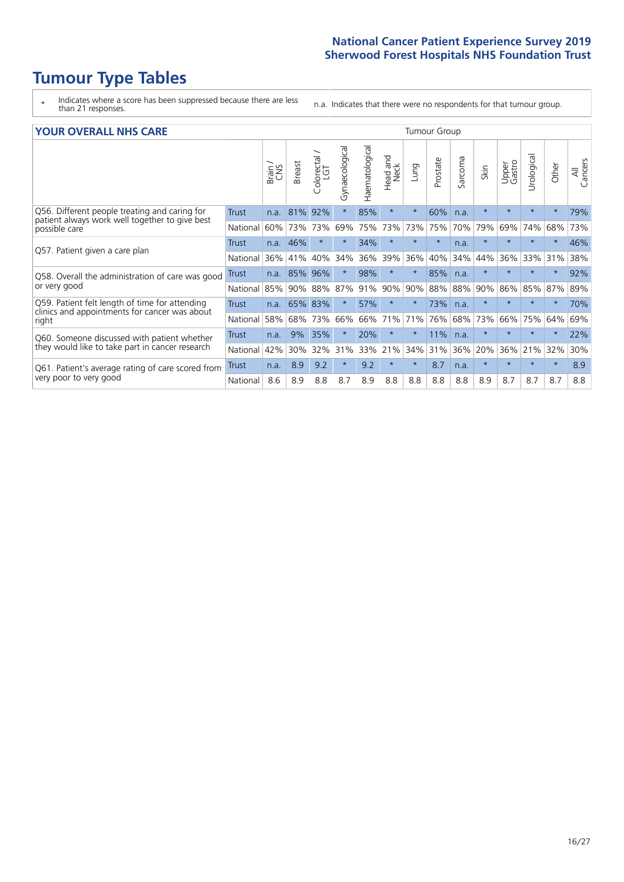# Tumour Type Tables

\* Indicates where a score has been suppressed because there are less than 21 responses.

n.a. Indicates that there were no respondents for that tumour group.

## YOUR OVERALL NHS CARE

| | | Brain / CNS | Breast | Colorectal / LGT | Gynaecological | Haematological | Head and Neck | Lung | Prostate | Sarcoma | Skin | Upper Gastro | Urological | Other | All Cancers |
|---|---|---|---|---|---|---|---|---|---|---|---|---|---|---|---|
| Q56. Different people treating and caring for patient always work well together to give best possible care | Trust | n.a. | 81% | 92% | * | 85% | * | * | 60% | n.a. | * | * | * | * | 79% |
| | National | 60% | 73% | 73% | 69% | 75% | 73% | 73% | 75% | 70% | 79% | 69% | 74% | 68% | 73% |
| Q57. Patient given a care plan | Trust | n.a. | 46% | * | * | 34% | * | * | * | n.a. | * | * | * | * | 46% |
| | National | 36% | 41% | 40% | 34% | 36% | 39% | 36% | 40% | 34% | 44% | 36% | 33% | 31% | 38% |
| Q58. Overall the administration of care was good or very good | Trust | n.a. | 85% | 96% | * | 98% | * | * | 85% | n.a. | * | * | * | * | 92% |
| | National | 85% | 90% | 88% | 87% | 91% | 90% | 90% | 88% | 88% | 90% | 86% | 85% | 87% | 89% |
| Q59. Patient felt length of time for attending clinics and appointments for cancer was about right | Trust | n.a. | 65% | 83% | * | 57% | * | * | 73% | n.a. | * | * | * | * | 70% |
| | National | 58% | 68% | 73% | 66% | 66% | 71% | 71% | 76% | 68% | 73% | 66% | 75% | 64% | 69% |
| Q60. Someone discussed with patient whether they would like to take part in cancer research | Trust | n.a. | 9% | 35% | * | 20% | * | * | 11% | n.a. | * | * | * | * | 22% |
| | National | 42% | 30% | 32% | 31% | 33% | 21% | 34% | 31% | 36% | 20% | 36% | 21% | 32% | 30% |
| Q61. Patient's average rating of care scored from very poor to very good | Trust | n.a. | 8.9 | 9.2 | * | 9.2 | * | * | 8.7 | n.a. | * | * | * | * | 8.9 |
| | National | 8.6 | 8.9 | 8.8 | 8.7 | 8.9 | 8.8 | 8.8 | 8.8 | 8.8 | 8.9 | 8.7 | 8.7 | 8.7 | 8.8 |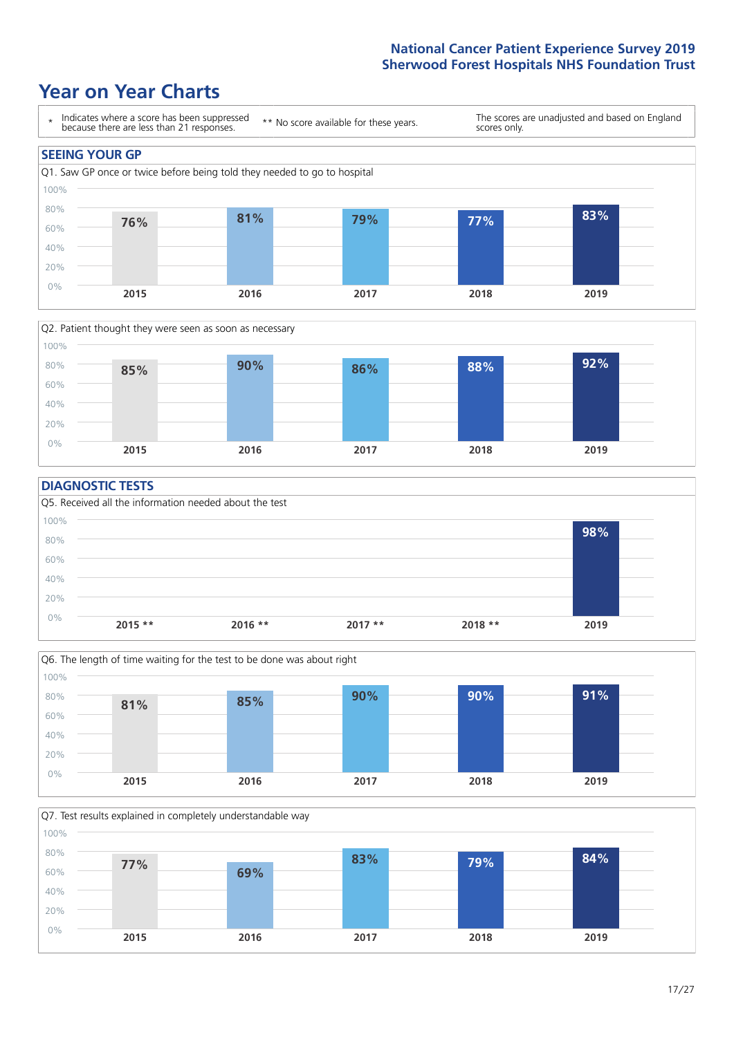National Cancer Patient Experience Survey 2019
Sherwood Forest Hospitals NHS Foundation Trust

# Year on Year Charts

\* Indicates where a score has been suppressed because there are less than 21 responses. ** No score available for these years. The scores are unadjusted and based on England scores only.

## SEEING YOUR GP

Q1. Saw GP once or twice before being told they needed to go to hospital

| 2015 | 2016 | 2017 | 2018 | 2019 |
|---|---|---|---|---|
| 76% | 81% | 79% | 77% | 83% |

Q2. Patient thought they were seen as soon as necessary

| 2015 | 2016 | 2017 | 2018 | 2019 |
|---|---|---|---|---|
| 85% | 90% | 86% | 88% | 92% |

## DIAGNOSTIC TESTS

Q5. Received all the information needed about the test

| 2015 ** | 2016 ** | 2017 ** | 2018 ** | 2019 |
|---|---|---|---|---|
| | | | | 98% |

Q6. The length of time waiting for the test to be done was about right

| 2015 | 2016 | 2017 | 2018 | 2019 |
|---|---|---|---|---|
| 81% | 85% | 90% | 90% | 91% |

Q7. Test results explained in completely understandable way

| 2015 | 2016 | 2017 | 2018 | 2019 |
|---|---|---|---|---|
| 77% | 69% | 83% | 79% | 84% |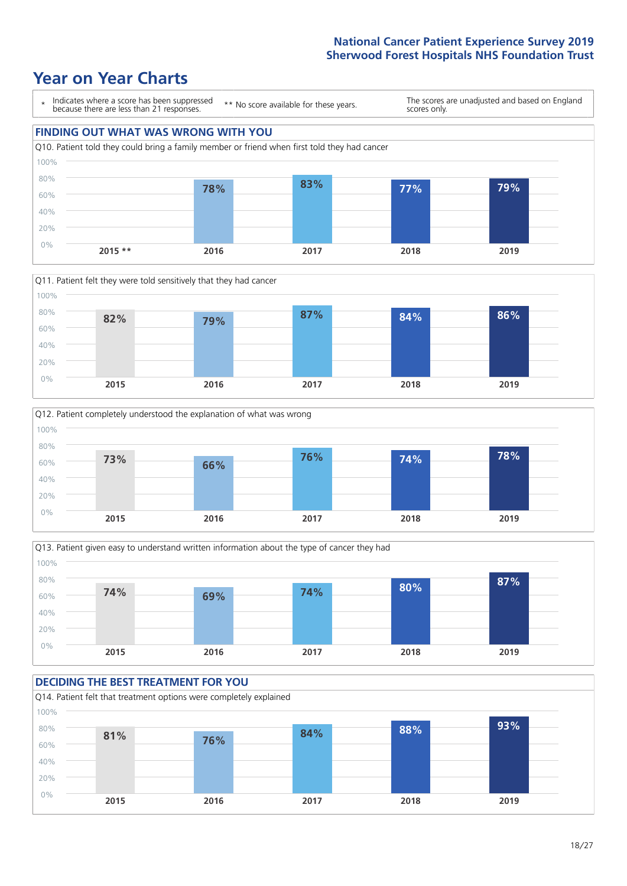National Cancer Patient Experience Survey 2019
Sherwood Forest Hospitals NHS Foundation Trust

# Year on Year Charts

| * Indicates where a score has been suppressed because there are less than 21 responses. | ** No score available for these years. | The scores are unadjusted and based on England scores only. |
|---|---|---|

## FINDING OUT WHAT WAS WRONG WITH YOU

Q10. Patient told they could bring a family member or friend when first told they had cancer

| 2015 ** | 2016 | 2017 | 2018 | 2019 |
|---|---|---|---|---|
| | 78% | 83% | 77% | 79% |

Q11. Patient felt they were told sensitively that they had cancer

| 2015 | 2016 | 2017 | 2018 | 2019 |
|---|---|---|---|---|
| 82% | 79% | 87% | 84% | 86% |

Q12. Patient completely understood the explanation of what was wrong

| 2015 | 2016 | 2017 | 2018 | 2019 |
|---|---|---|---|---|
| 73% | 66% | 76% | 74% | 78% |

Q13. Patient given easy to understand written information about the type of cancer they had

| 2015 | 2016 | 2017 | 2018 | 2019 |
|---|---|---|---|---|
| 74% | 69% | 74% | 80% | 87% |

## DECIDING THE BEST TREATMENT FOR YOU

Q14. Patient felt that treatment options were completely explained

| 2015 | 2016 | 2017 | 2018 | 2019 |
|---|---|---|---|---|
| 81% | 76% | 84% | 88% | 93% |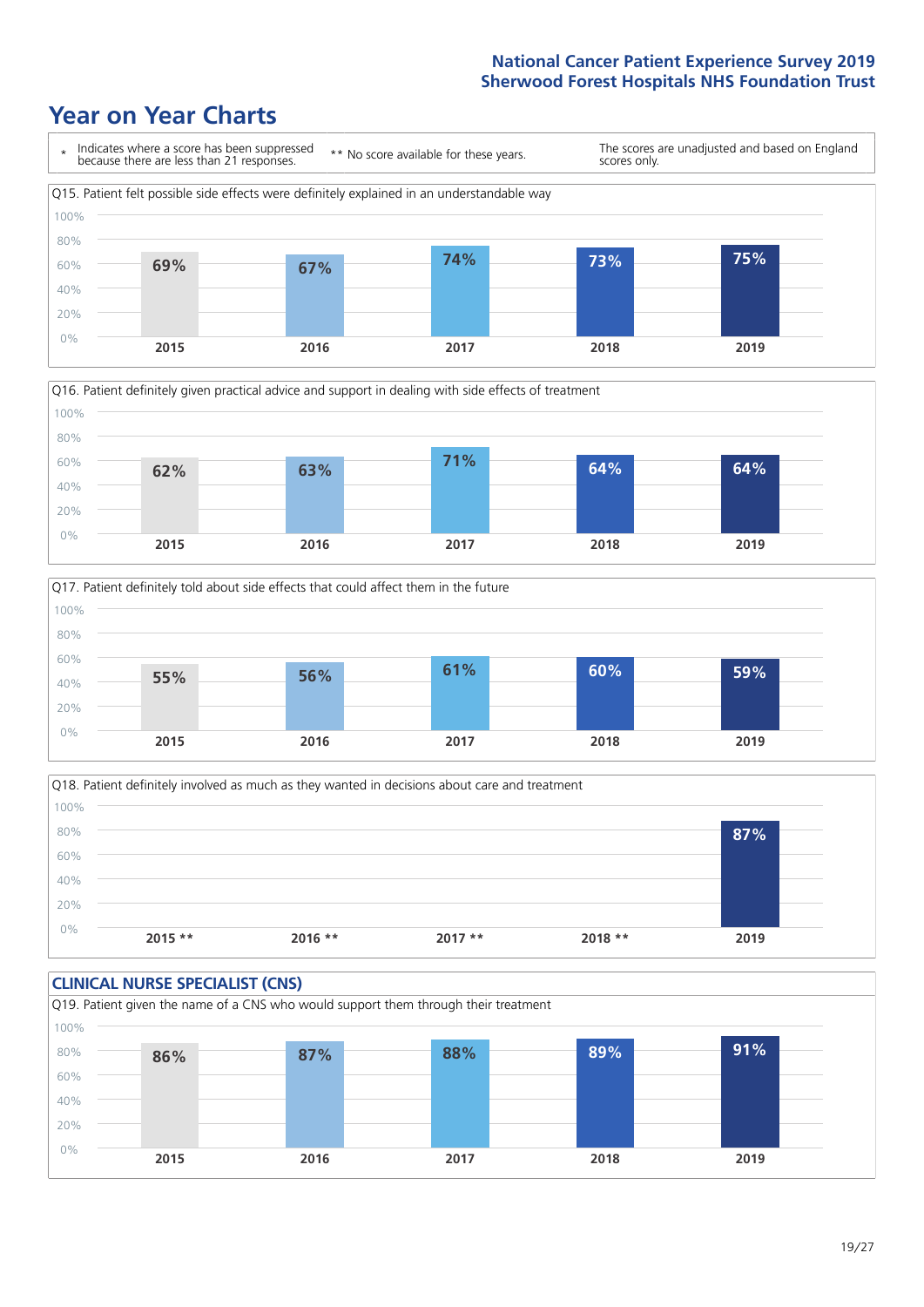# Year on Year Charts

\* Indicates where a score has been suppressed because there are less than 21 responses.

** No score available for these years.

The scores are unadjusted and based on England scores only.

Q15. Patient felt possible side effects were definitely explained in an understandable way

| 2015 | 2016 | 2017 | 2018 | 2019 |
|---|---|---|---|---|
| 69% | 67% | 74% | 73% | 75% |

Q16. Patient definitely given practical advice and support in dealing with side effects of treatment

| 2015 | 2016 | 2017 | 2018 | 2019 |
|---|---|---|---|---|
| 62% | 63% | 71% | 64% | 64% |

Q17. Patient definitely told about side effects that could affect them in the future

| 2015 | 2016 | 2017 | 2018 | 2019 |
|---|---|---|---|---|
| 55% | 56% | 61% | 60% | 59% |

Q18. Patient definitely involved as much as they wanted in decisions about care and treatment

| 2015 ** | 2016 ** | 2017 ** | 2018 ** | 2019 |
|---|---|---|---|---|
| | | | | 87% |

## CLINICAL NURSE SPECIALIST (CNS)

Q19. Patient given the name of a CNS who would support them through their treatment

| 2015 | 2016 | 2017 | 2018 | 2019 |
|---|---|---|---|---|
| 86% | 87% | 88% | 89% | 91% |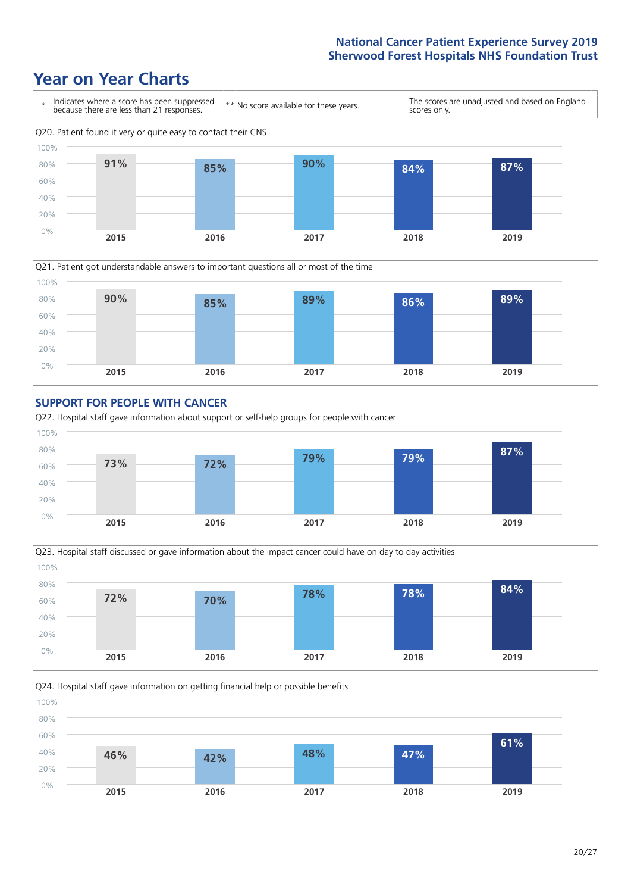# Year on Year Charts

\* Indicates where a score has been suppressed because there are less than 21 responses.

** No score available for these years.

The scores are unadjusted and based on England scores only.

Q20. Patient found it very or quite easy to contact their CNS

| 2015 | 2016 | 2017 | 2018 | 2019 |
|---|---|---|---|---|
| 91% | 85% | 90% | 84% | 87% |

Q21. Patient got understandable answers to important questions all or most of the time

| 2015 | 2016 | 2017 | 2018 | 2019 |
|---|---|---|---|---|
| 90% | 85% | 89% | 86% | 89% |

## SUPPORT FOR PEOPLE WITH CANCER

Q22. Hospital staff gave information about support or self-help groups for people with cancer

| 2015 | 2016 | 2017 | 2018 | 2019 |
|---|---|---|---|---|
| 73% | 72% | 79% | 79% | 87% |

Q23. Hospital staff discussed or gave information about the impact cancer could have on day to day activities

| 2015 | 2016 | 2017 | 2018 | 2019 |
|---|---|---|---|---|
| 72% | 70% | 78% | 78% | 84% |

Q24. Hospital staff gave information on getting financial help or possible benefits

| 2015 | 2016 | 2017 | 2018 | 2019 |
|---|---|---|---|---|
| 46% | 42% | 48% | 47% | 61% |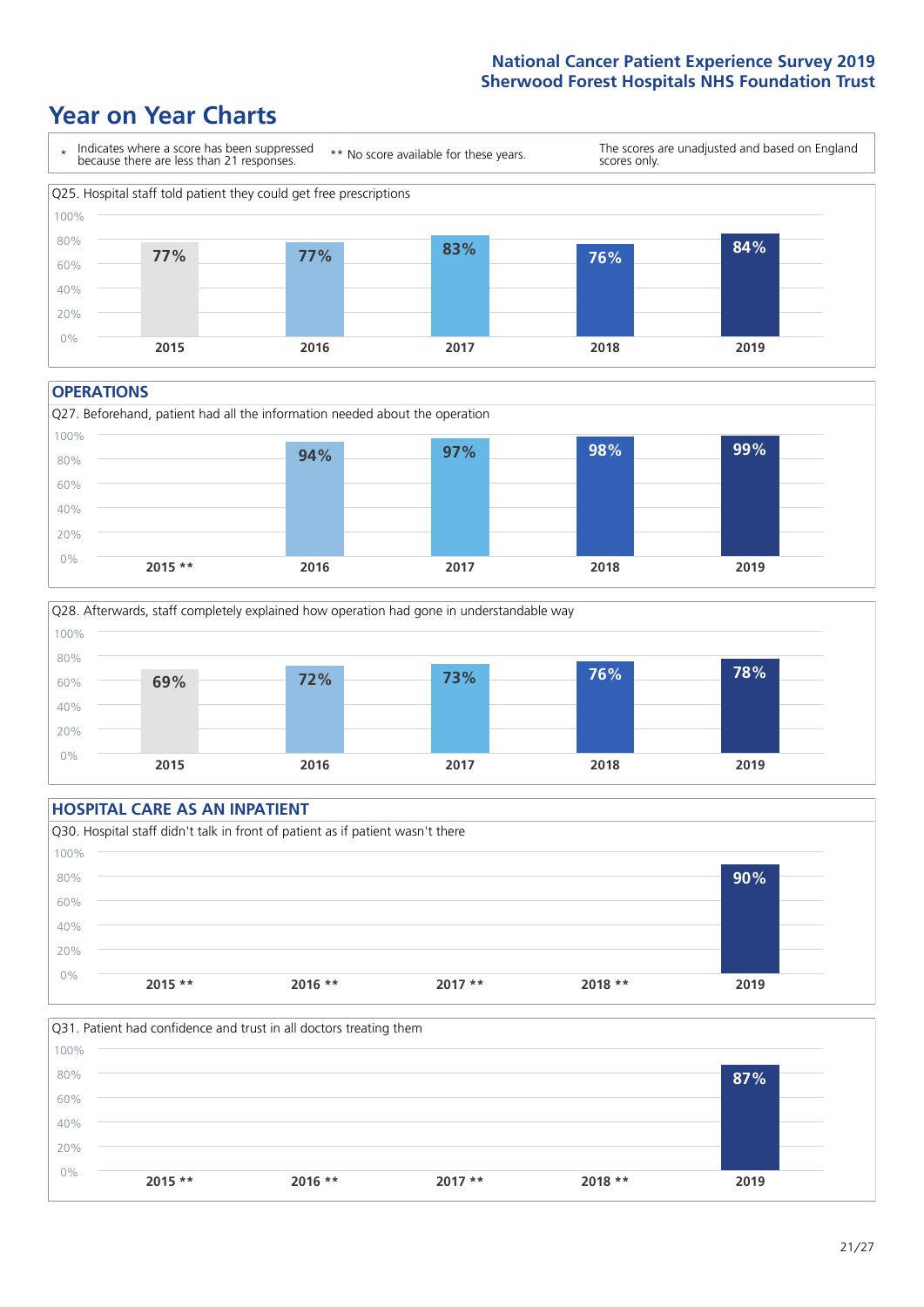# Year on Year Charts

\* Indicates where a score has been suppressed because there are less than 21 responses.

\*\* No score available for these years.

The scores are unadjusted and based on England scores only.

Q25. Hospital staff told patient they could get free prescriptions

| 2015 | 2016 | 2017 | 2018 | 2019 |
|---|---|---|---|---|
| 77% | 77% | 83% | 76% | 84% |

## OPERATIONS

Q27. Beforehand, patient had all the information needed about the operation

| 2015 ** | 2016 | 2017 | 2018 | 2019 |
|---|---|---|---|---|
| | 94% | 97% | 98% | 99% |

Q28. Afterwards, staff completely explained how operation had gone in understandable way

| 2015 | 2016 | 2017 | 2018 | 2019 |
|---|---|---|---|---|
| 69% | 72% | 73% | 76% | 78% |

## HOSPITAL CARE AS AN INPATIENT

Q30. Hospital staff didn't talk in front of patient as if patient wasn't there

| 2015 ** | 2016 ** | 2017 ** | 2018 ** | 2019 |
|---|---|---|---|---|
| | | | | 90% |

Q31. Patient had confidence and trust in all doctors treating them

| 2015 ** | 2016 ** | 2017 ** | 2018 ** | 2019 |
|---|---|---|---|---|
| | | | | 87% |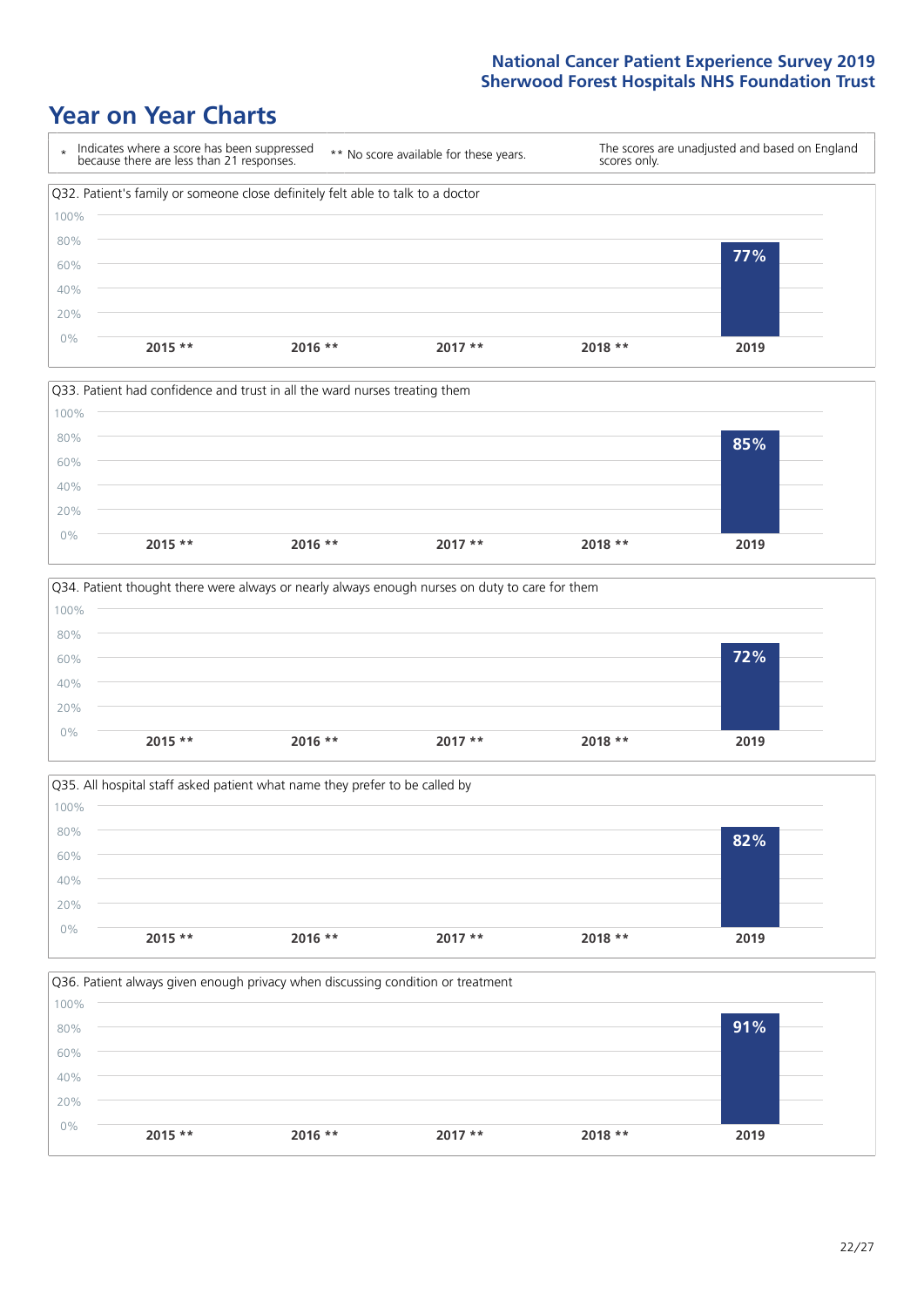# Year on Year Charts

\* Indicates where a score has been suppressed because there are less than 21 responses.

** No score available for these years.

The scores are unadjusted and based on England scores only.

Q32. Patient's family or someone close definitely felt able to talk to a doctor

| 2015 ** | 2016 ** | 2017 ** | 2018 ** | 2019 |
|---|---|---|---|---|
| | | | | 77% |

Q33. Patient had confidence and trust in all the ward nurses treating them

| 2015 ** | 2016 ** | 2017 ** | 2018 ** | 2019 |
|---|---|---|---|---|
| | | | | 85% |

Q34. Patient thought there were always or nearly always enough nurses on duty to care for them

| 2015 ** | 2016 ** | 2017 ** | 2018 ** | 2019 |
|---|---|---|---|---|
| | | | | 72% |

Q35. All hospital staff asked patient what name they prefer to be called by

| 2015 ** | 2016 ** | 2017 ** | 2018 ** | 2019 |
|---|---|---|---|---|
| | | | | 82% |

Q36. Patient always given enough privacy when discussing condition or treatment

| 2015 ** | 2016 ** | 2017 ** | 2018 ** | 2019 |
|---|---|---|---|---|
| | | | | 91% |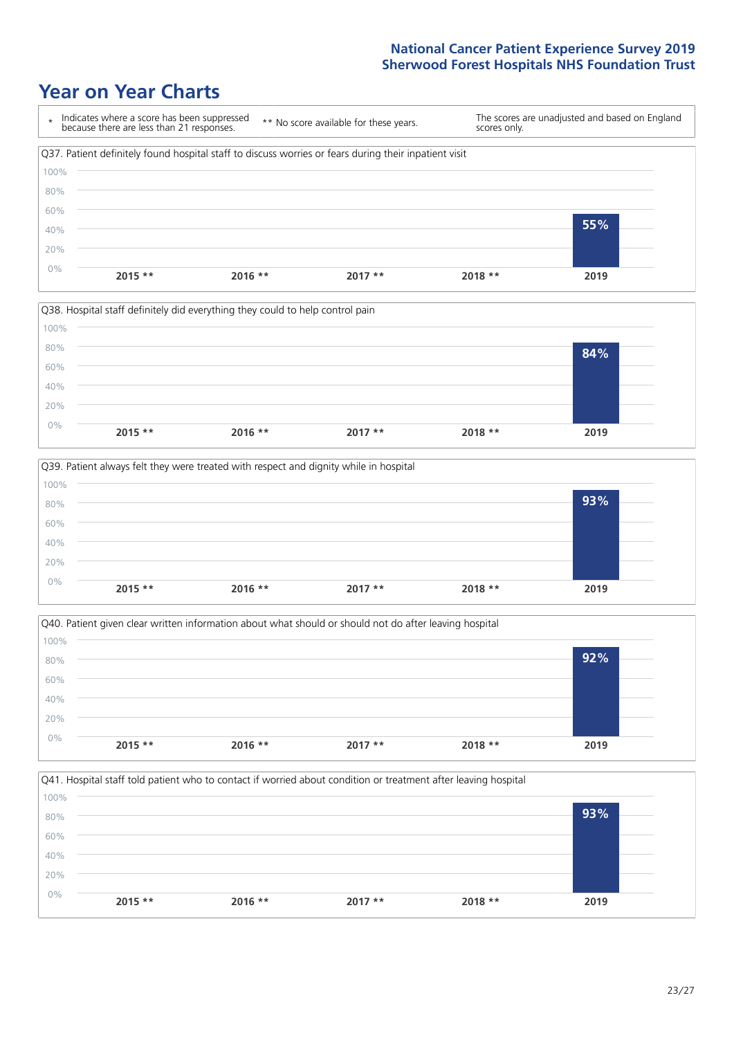# Year on Year Charts

\* Indicates where a score has been suppressed because there are less than 21 responses.

\*\* No score available for these years.

The scores are unadjusted and based on England scores only.

Q37. Patient definitely found hospital staff to discuss worries or fears during their inpatient visit

| 2015 ** | 2016 ** | 2017 ** | 2018 ** | 2019 |
|---|---|---|---|---|
| | | | | 55% |

Q38. Hospital staff definitely did everything they could to help control pain

| 2015 ** | 2016 ** | 2017 ** | 2018 ** | 2019 |
|---|---|---|---|---|
| | | | | 84% |

Q39. Patient always felt they were treated with respect and dignity while in hospital

| 2015 ** | 2016 ** | 2017 ** | 2018 ** | 2019 |
|---|---|---|---|---|
| | | | | 93% |

Q40. Patient given clear written information about what should or should not do after leaving hospital

| 2015 ** | 2016 ** | 2017 ** | 2018 ** | 2019 |
|---|---|---|---|---|
| | | | | 92% |

Q41. Hospital staff told patient who to contact if worried about condition or treatment after leaving hospital

| 2015 ** | 2016 ** | 2017 ** | 2018 ** | 2019 |
|---|---|---|---|---|
| | | | | 93% |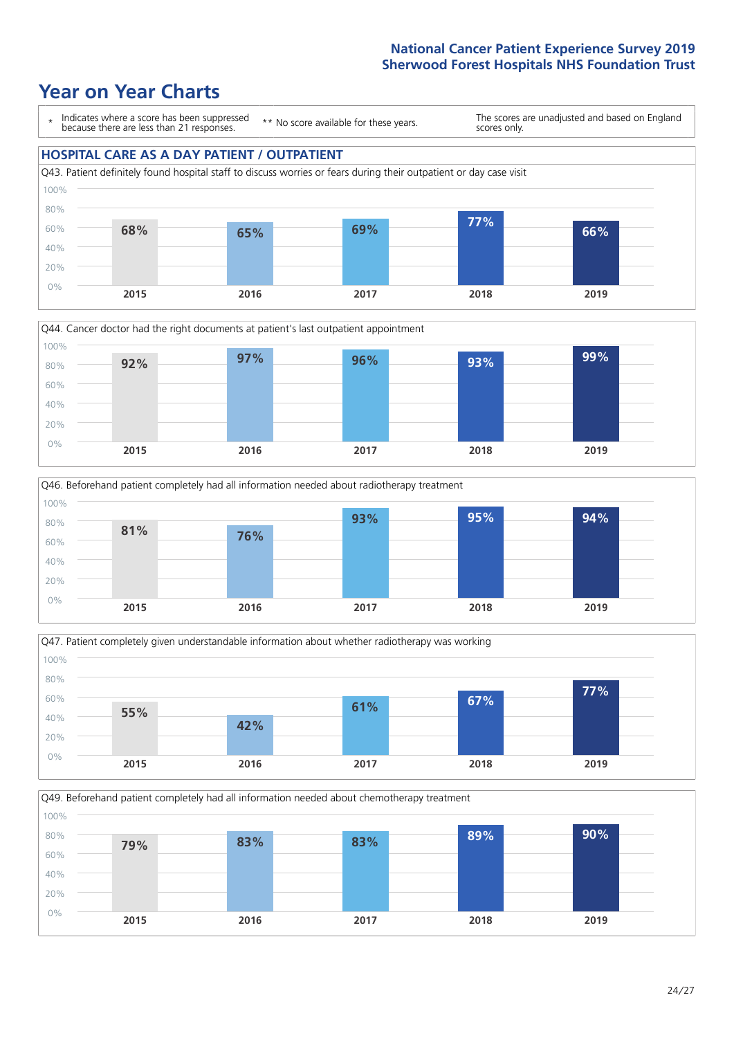# Year on Year Charts

\* Indicates where a score has been suppressed because there are less than 21 responses.

\*\* No score available for these years.

The scores are unadjusted and based on England scores only.

## HOSPITAL CARE AS A DAY PATIENT / OUTPATIENT

Q43. Patient definitely found hospital staff to discuss worries or fears during their outpatient or day case visit

| 2015 | 2016 | 2017 | 2018 | 2019 |
|---|---|---|---|---|
| 68% | 65% | 69% | 77% | 66% |

Q44. Cancer doctor had the right documents at patient's last outpatient appointment

| 2015 | 2016 | 2017 | 2018 | 2019 |
|---|---|---|---|---|
| 92% | 97% | 96% | 93% | 99% |

Q46. Beforehand patient completely had all information needed about radiotherapy treatment

| 2015 | 2016 | 2017 | 2018 | 2019 |
|---|---|---|---|---|
| 81% | 76% | 93% | 95% | 94% |

Q47. Patient completely given understandable information about whether radiotherapy was working

| 2015 | 2016 | 2017 | 2018 | 2019 |
|---|---|---|---|---|
| 55% | 42% | 61% | 67% | 77% |

Q49. Beforehand patient completely had all information needed about chemotherapy treatment

| 2015 | 2016 | 2017 | 2018 | 2019 |
|---|---|---|---|---|
| 79% | 83% | 83% | 89% | 90% |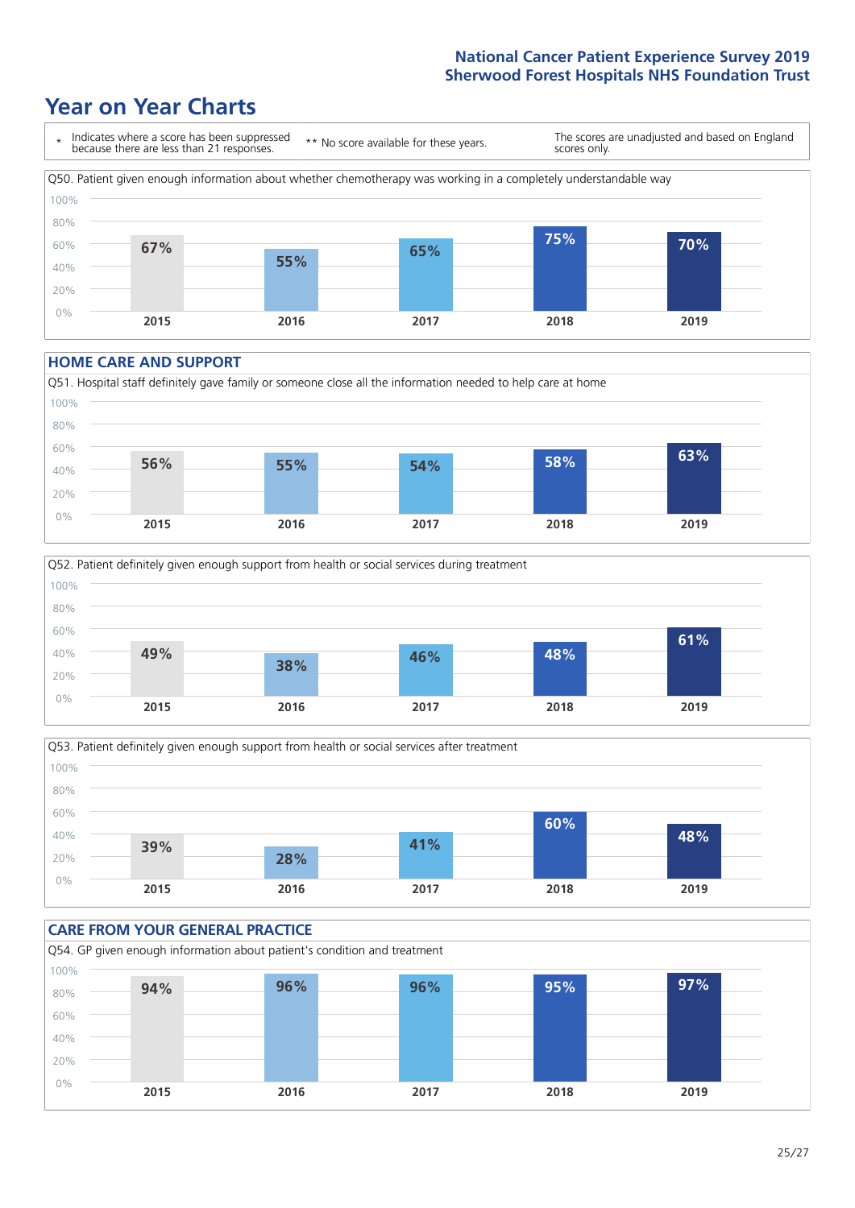# Year on Year Charts

\* Indicates where a score has been suppressed because there are less than 21 responses.

\*\* No score available for these years.

The scores are unadjusted and based on England scores only.

Q50. Patient given enough information about whether chemotherapy was working in a completely understandable way

| 2015 | 2016 | 2017 | 2018 | 2019 |
| --- | --- | --- | --- | --- |
| 67% | 55% | 65% | 75% | 70% |

## HOME CARE AND SUPPORT

Q51. Hospital staff definitely gave family or someone close all the information needed to help care at home

| 2015 | 2016 | 2017 | 2018 | 2019 |
| --- | --- | --- | --- | --- |
| 56% | 55% | 54% | 58% | 63% |

Q52. Patient definitely given enough support from health or social services during treatment

| 2015 | 2016 | 2017 | 2018 | 2019 |
| --- | --- | --- | --- | --- |
| 49% | 38% | 46% | 48% | 61% |

Q53. Patient definitely given enough support from health or social services after treatment

| 2015 | 2016 | 2017 | 2018 | 2019 |
| --- | --- | --- | --- | --- |
| 39% | 28% | 41% | 60% | 48% |

## CARE FROM YOUR GENERAL PRACTICE

Q54. GP given enough information about patient's condition and treatment

| 2015 | 2016 | 2017 | 2018 | 2019 |
| --- | --- | --- | --- | --- |
| 94% | 96% | 96% | 95% | 97% |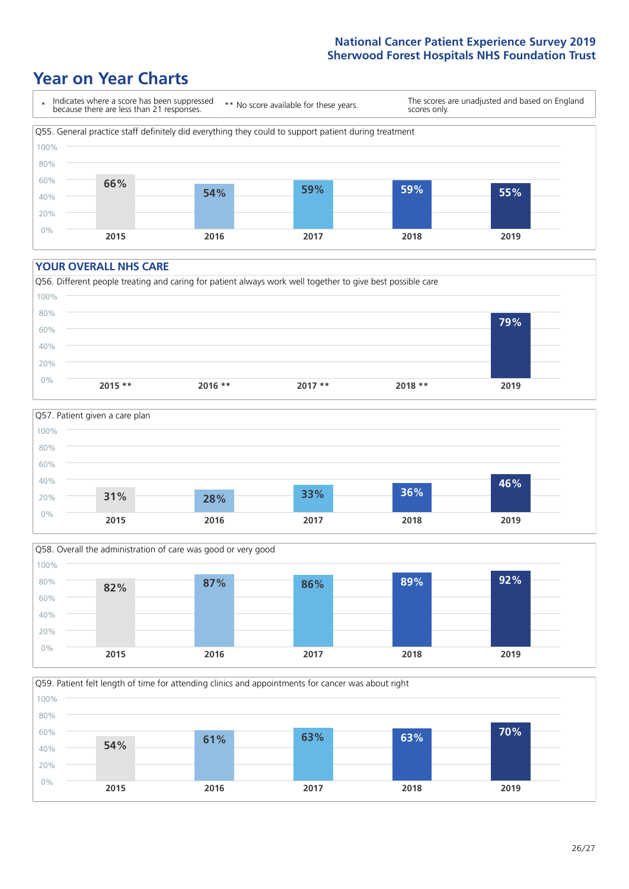# Year on Year Charts

\* Indicates where a score has been suppressed because there are less than 21 responses.

\*\* No score available for these years.

The scores are unadjusted and based on England scores only.

Q55. General practice staff definitely did everything they could to support patient during treatment

| 2015 | 2016 | 2017 | 2018 | 2019 |
|---|---|---|---|---|
| 66% | 54% | 59% | 59% | 55% |

## YOUR OVERALL NHS CARE

Q56. Different people treating and caring for patient always work well together to give best possible care

| 2015 ** | 2016 ** | 2017 ** | 2018 ** | 2019 |
|---|---|---|---|---|
| | | | | 79% |

Q57. Patient given a care plan

| 2015 | 2016 | 2017 | 2018 | 2019 |
|---|---|---|---|---|
| 31% | 28% | 33% | 36% | 46% |

Q58. Overall the administration of care was good or very good

| 2015 | 2016 | 2017 | 2018 | 2019 |
|---|---|---|---|---|
| 82% | 87% | 86% | 89% | 92% |

Q59. Patient felt length of time for attending clinics and appointments for cancer was about right

| 2015 | 2016 | 2017 | 2018 | 2019 |
|---|---|---|---|---|
| 54% | 61% | 63% | 63% | 70% |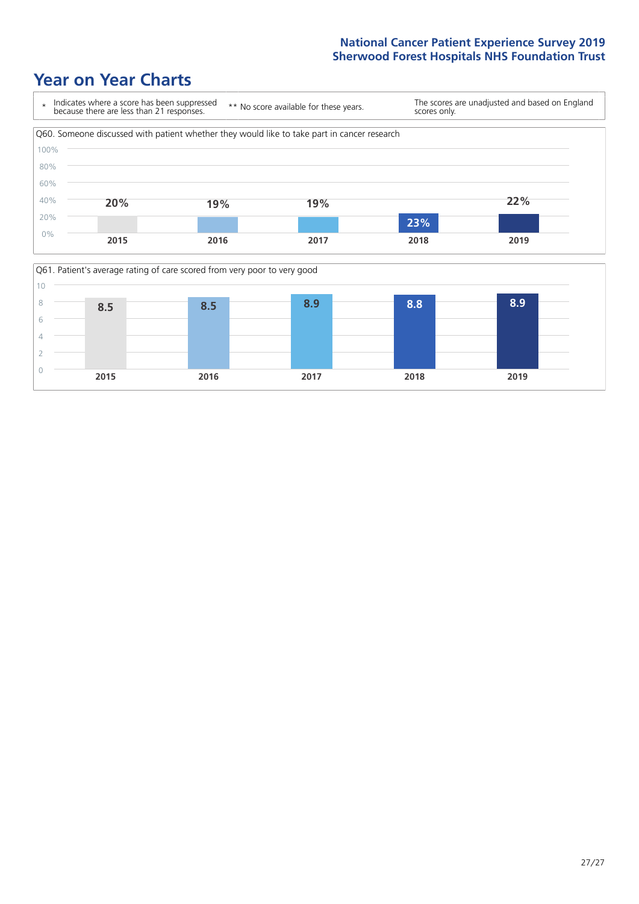## Year on Year Charts

\* Indicates where a score has been suppressed because there are less than 21 responses.

\*\* No score available for these years.

The scores are unadjusted and based on England scores only.

Q60. Someone discussed with patient whether they would like to take part in cancer research

100%
80%
60%
40%
20%
0%

20% 19% 19% 23% 22%

2015 2016 2017 2018 2019

Q61. Patient's average rating of care scored from very poor to very good

10
8
6
4
2
0

8.5 8.5 8.9 8.8 8.9

2015 2016 2017 2018 2019